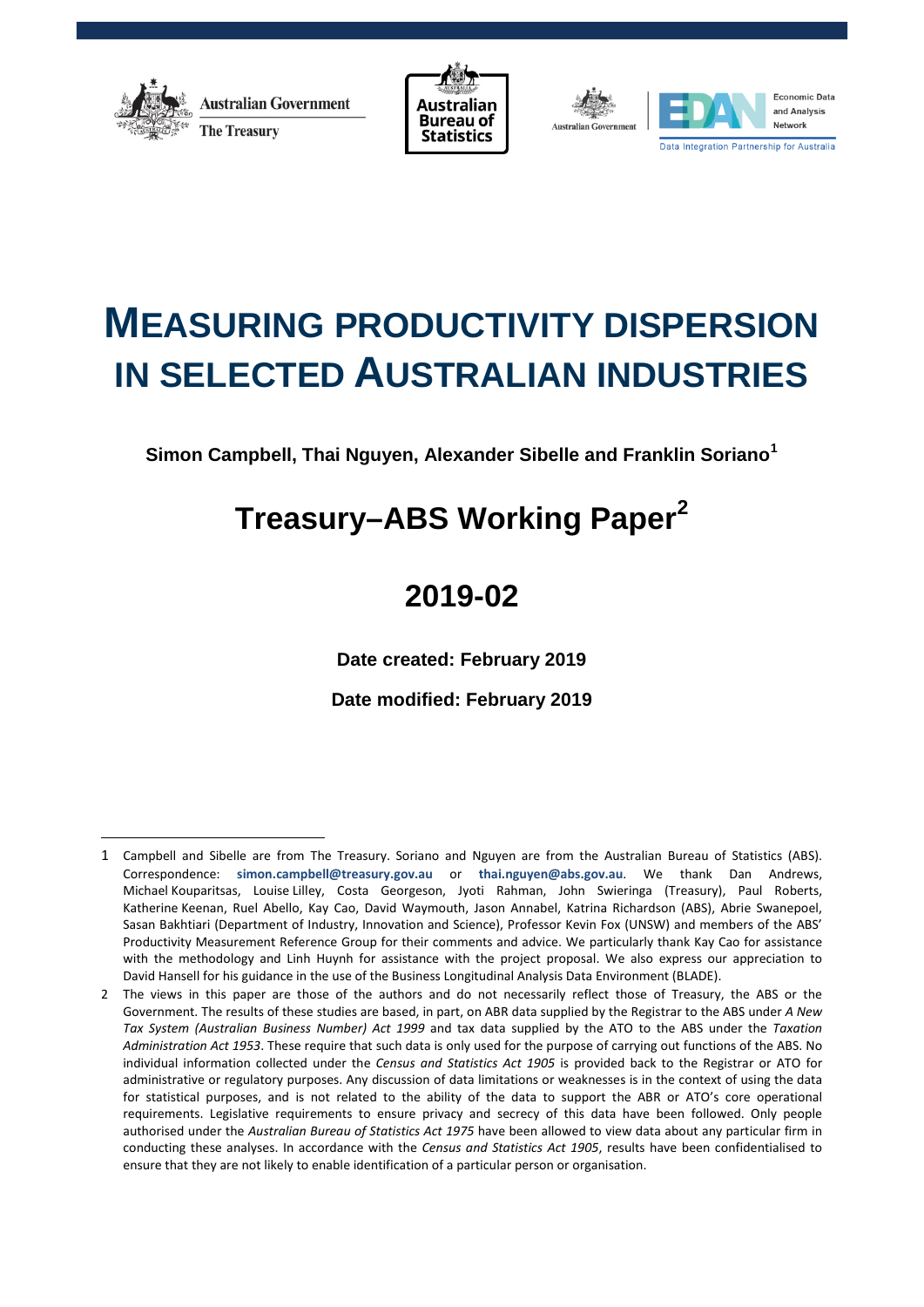# MEASURING PRODUCTIVITY DISPERSION IN SELECTED AUSTRALIAN INDUSTRIES

**Simon Campbell, Thai Nguyen, Alexander Sibelle and Franklin Soriano[1]**

## Treasury–ABS Working Paper[2]

## 2019-02

**Date created: February 2019**

**Date modified: February 2019**

---

1 Campbell and Sibelle are from The Treasury. Soriano and Nguyen are from the Australian Bureau of Statistics (ABS). Correspondence: **simon.campbell@treasury.gov.au** or **thai.nguyen@abs.gov.au**. We thank Dan Andrews, Michael Kouparitsas, Louise Lilley, Costa Georgeson, Jyoti Rahman, John Swieringa (Treasury), Paul Roberts, Katherine Keenan, Ruel Abello, Kay Cao, David Waymouth, Jason Annabel, Katrina Richardson (ABS), Abrie Swanepoel, Sasan Bakhtiari (Department of Industry, Innovation and Science), Professor Kevin Fox (UNSW) and members of the ABS' Productivity Measurement Reference Group for their comments and advice. We particularly thank Kay Cao for assistance with the methodology and Linh Huynh for assistance with the project proposal. We also express our appreciation to David Hansell for his guidance in the use of the Business Longitudinal Analysis Data Environment (BLADE).

2 The views in this paper are those of the authors and do not necessarily reflect those of Treasury, the ABS or the Government. The results of these studies are based, in part, on ABR data supplied by the Registrar to the ABS under *A New Tax System (Australian Business Number) Act 1999* and tax data supplied by the ATO to the ABS under the *Taxation Administration Act 1953*. These require that such data is only used for the purpose of carrying out functions of the ABS. No individual information collected under the *Census and Statistics Act 1905* is provided back to the Registrar or ATO for administrative or regulatory purposes. Any discussion of data limitations or weaknesses is in the context of using the data for statistical purposes, and is not related to the ability of the data to support the ABR or ATO's core operational requirements. Legislative requirements to ensure privacy and secrecy of this data have been followed. Only people authorised under the *Australian Bureau of Statistics Act 1975* have been allowed to view data about any particular firm in conducting these analyses. In accordance with the *Census and Statistics Act 1905*, results have been confidentialised to ensure that they are not likely to enable identification of a particular person or organisation.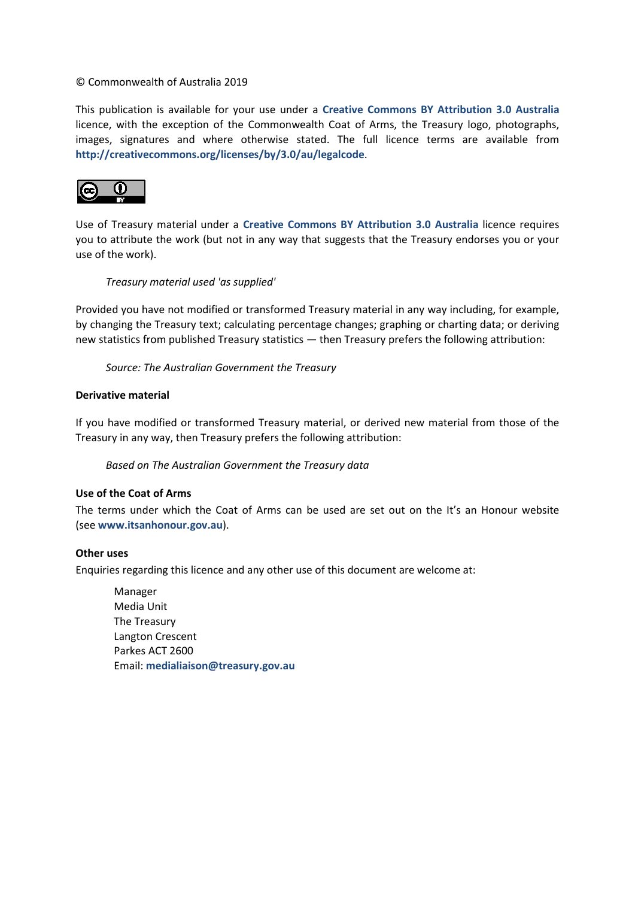© Commonwealth of Australia 2019

This publication is available for your use under a **Creative Commons BY Attribution 3.0 Australia** licence, with the exception of the Commonwealth Coat of Arms, the Treasury logo, photographs, images, signatures and where otherwise stated. The full licence terms are available from **http://creativecommons.org/licenses/by/3.0/au/legalcode**.

Use of Treasury material under a **Creative Commons BY Attribution 3.0 Australia** licence requires you to attribute the work (but not in any way that suggests that the Treasury endorses you or your use of the work).

*Treasury material used 'as supplied'*

Provided you have not modified or transformed Treasury material in any way including, for example, by changing the Treasury text; calculating percentage changes; graphing or charting data; or deriving new statistics from published Treasury statistics — then Treasury prefers the following attribution:

*Source: The Australian Government the Treasury*

**Derivative material**

If you have modified or transformed Treasury material, or derived new material from those of the Treasury in any way, then Treasury prefers the following attribution:

*Based on The Australian Government the Treasury data*

**Use of the Coat of Arms**

The terms under which the Coat of Arms can be used are set out on the It's an Honour website (see **www.itsanhonour.gov.au**).

**Other uses**

Enquiries regarding this licence and any other use of this document are welcome at:

Manager
Media Unit
The Treasury
Langton Crescent
Parkes ACT 2600
Email: **medialiaison@treasury.gov.au**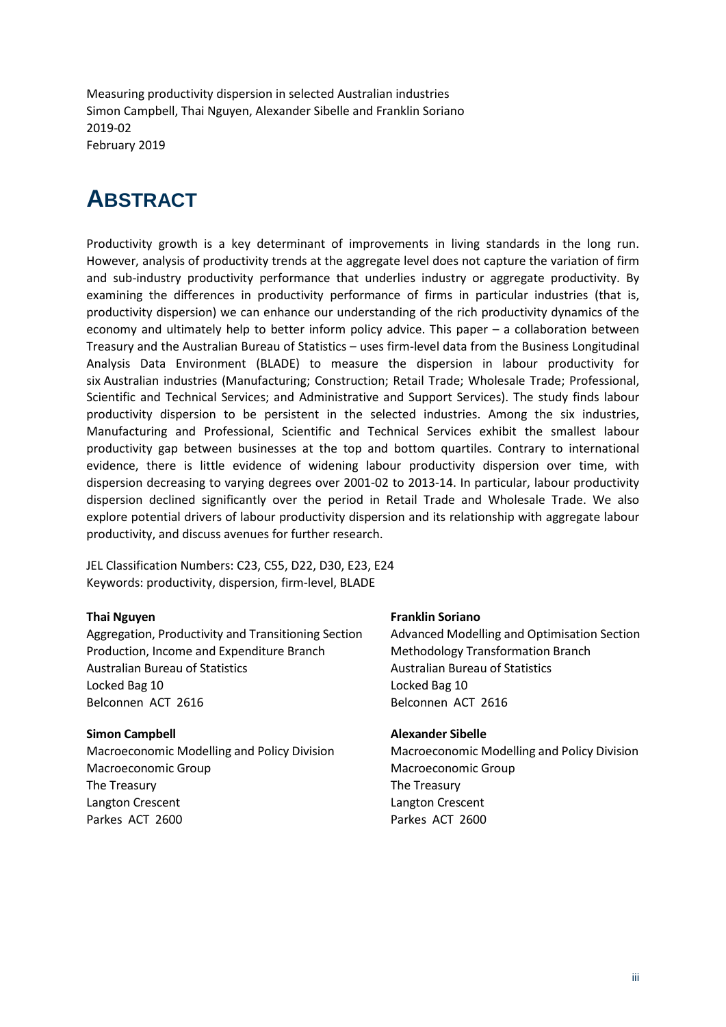Measuring productivity dispersion in selected Australian industries
Simon Campbell, Thai Nguyen, Alexander Sibelle and Franklin Soriano
2019-02
February 2019

# ABSTRACT

Productivity growth is a key determinant of improvements in living standards in the long run. However, analysis of productivity trends at the aggregate level does not capture the variation of firm and sub-industry productivity performance that underlies industry or aggregate productivity. By examining the differences in productivity performance of firms in particular industries (that is, productivity dispersion) we can enhance our understanding of the rich productivity dynamics of the economy and ultimately help to better inform policy advice. This paper – a collaboration between Treasury and the Australian Bureau of Statistics – uses firm-level data from the Business Longitudinal Analysis Data Environment (BLADE) to measure the dispersion in labour productivity for six Australian industries (Manufacturing; Construction; Retail Trade; Wholesale Trade; Professional, Scientific and Technical Services; and Administrative and Support Services). The study finds labour productivity dispersion to be persistent in the selected industries. Among the six industries, Manufacturing and Professional, Scientific and Technical Services exhibit the smallest labour productivity gap between businesses at the top and bottom quartiles. Contrary to international evidence, there is little evidence of widening labour productivity dispersion over time, with dispersion decreasing to varying degrees over 2001-02 to 2013-14. In particular, labour productivity dispersion declined significantly over the period in Retail Trade and Wholesale Trade. We also explore potential drivers of labour productivity dispersion and its relationship with aggregate labour productivity, and discuss avenues for further research.

JEL Classification Numbers: C23, C55, D22, D30, E23, E24
Keywords: productivity, dispersion, firm-level, BLADE

**Thai Nguyen**
Aggregation, Productivity and Transitioning Section
Production, Income and Expenditure Branch
Australian Bureau of Statistics
Locked Bag 10
Belconnen ACT 2616

**Simon Campbell**
Macroeconomic Modelling and Policy Division
Macroeconomic Group
The Treasury
Langton Crescent
Parkes ACT 2600

**Franklin Soriano**
Advanced Modelling and Optimisation Section
Methodology Transformation Branch
Australian Bureau of Statistics
Locked Bag 10
Belconnen ACT 2616

**Alexander Sibelle**
Macroeconomic Modelling and Policy Division
Macroeconomic Group
The Treasury
Langton Crescent
Parkes ACT 2600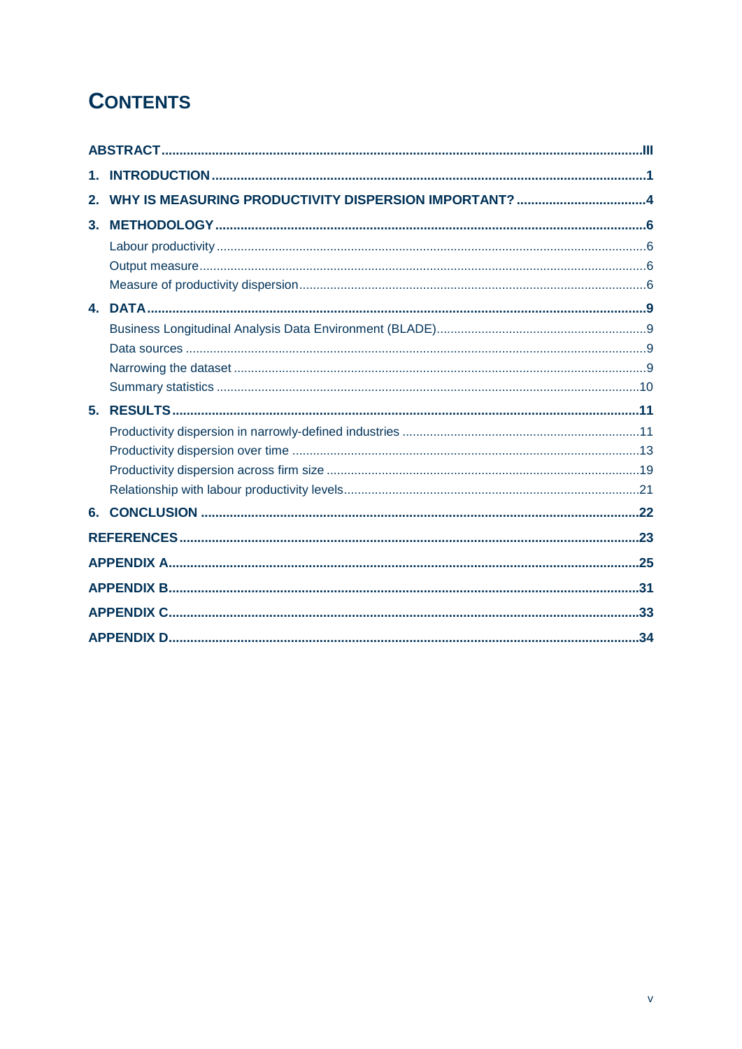# CONTENTS

| | |
|---|---|
| **ABSTRACT** | **III** |
| **1. INTRODUCTION** | **1** |
| **2. WHY IS MEASURING PRODUCTIVITY DISPERSION IMPORTANT?** | **4** |
| **3. METHODOLOGY** | **6** |
| Labour productivity | 6 |
| Output measure | 6 |
| Measure of productivity dispersion | 6 |
| **4. DATA** | **9** |
| Business Longitudinal Analysis Data Environment (BLADE) | 9 |
| Data sources | 9 |
| Narrowing the dataset | 9 |
| Summary statistics | 10 |
| **5. RESULTS** | **11** |
| Productivity dispersion in narrowly-defined industries | 11 |
| Productivity dispersion over time | 13 |
| Productivity dispersion across firm size | 19 |
| Relationship with labour productivity levels | 21 |
| **6. CONCLUSION** | **22** |
| **REFERENCES** | **23** |
| **APPENDIX A** | **25** |
| **APPENDIX B** | **31** |
| **APPENDIX C** | **33** |
| **APPENDIX D** | **34** |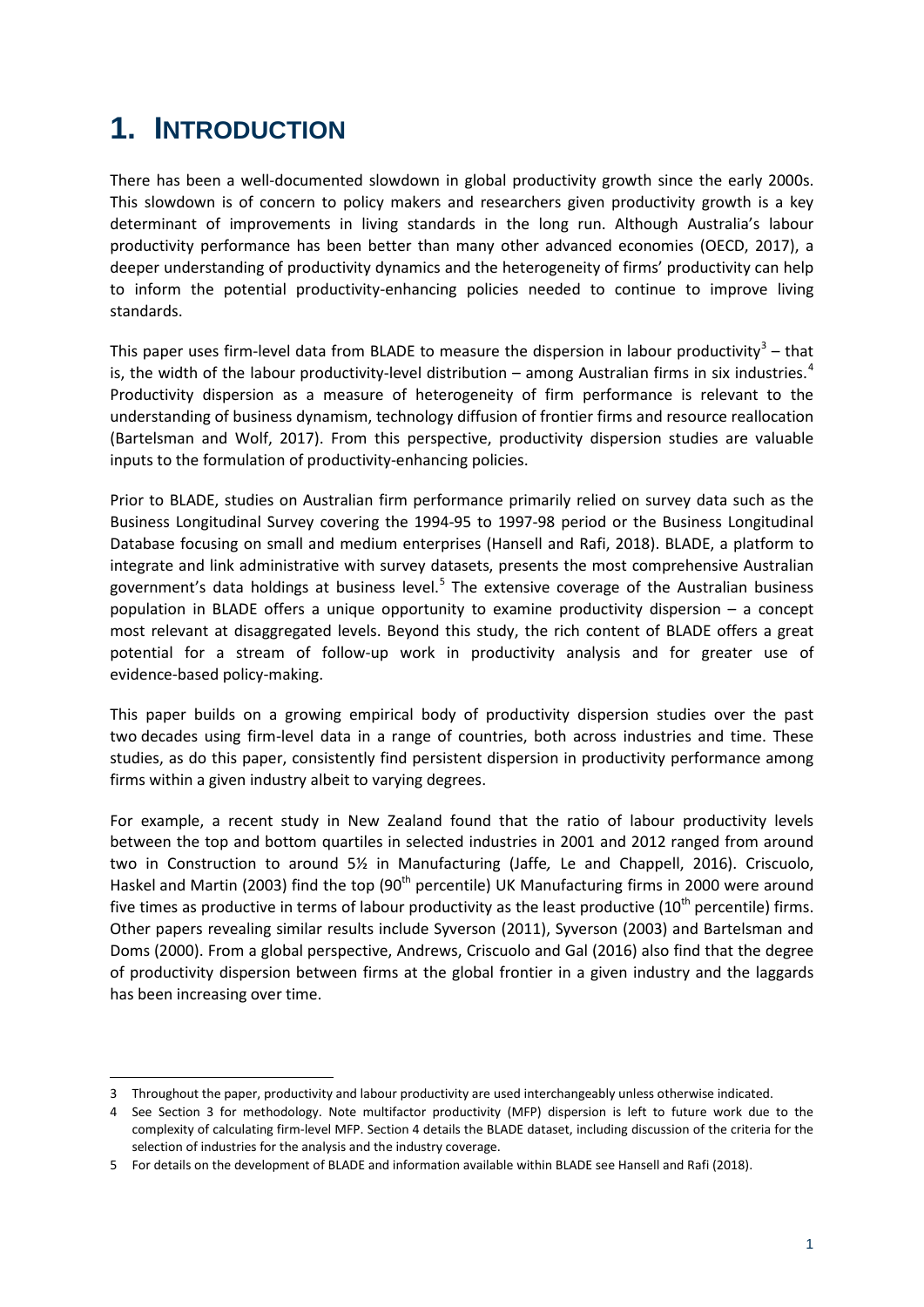# 1. INTRODUCTION

There has been a well-documented slowdown in global productivity growth since the early 2000s. This slowdown is of concern to policy makers and researchers given productivity growth is a key determinant of improvements in living standards in the long run. Although Australia's labour productivity performance has been better than many other advanced economies (OECD, 2017), a deeper understanding of productivity dynamics and the heterogeneity of firms' productivity can help to inform the potential productivity-enhancing policies needed to continue to improve living standards.

This paper uses firm-level data from BLADE to measure the dispersion in labour productivity[3] – that is, the width of the labour productivity-level distribution – among Australian firms in six industries.[4] Productivity dispersion as a measure of heterogeneity of firm performance is relevant to the understanding of business dynamism, technology diffusion of frontier firms and resource reallocation (Bartelsman and Wolf, 2017). From this perspective, productivity dispersion studies are valuable inputs to the formulation of productivity-enhancing policies.

Prior to BLADE, studies on Australian firm performance primarily relied on survey data such as the Business Longitudinal Survey covering the 1994-95 to 1997-98 period or the Business Longitudinal Database focusing on small and medium enterprises (Hansell and Rafi, 2018). BLADE, a platform to integrate and link administrative with survey datasets, presents the most comprehensive Australian government's data holdings at business level.[5] The extensive coverage of the Australian business population in BLADE offers a unique opportunity to examine productivity dispersion – a concept most relevant at disaggregated levels. Beyond this study, the rich content of BLADE offers a great potential for a stream of follow-up work in productivity analysis and for greater use of evidence-based policy-making.

This paper builds on a growing empirical body of productivity dispersion studies over the past two decades using firm-level data in a range of countries, both across industries and time. These studies, as do this paper, consistently find persistent dispersion in productivity performance among firms within a given industry albeit to varying degrees.

For example, a recent study in New Zealand found that the ratio of labour productivity levels between the top and bottom quartiles in selected industries in 2001 and 2012 ranged from around two in Construction to around 5½ in Manufacturing (Jaffe, Le and Chappell, 2016). Criscuolo, Haskel and Martin (2003) find the top (90th percentile) UK Manufacturing firms in 2000 were around five times as productive in terms of labour productivity as the least productive (10th percentile) firms. Other papers revealing similar results include Syverson (2011), Syverson (2003) and Bartelsman and Doms (2000). From a global perspective, Andrews, Criscuolo and Gal (2016) also find that the degree of productivity dispersion between firms at the global frontier in a given industry and the laggards has been increasing over time.

---

3 Throughout the paper, productivity and labour productivity are used interchangeably unless otherwise indicated.

4 See Section 3 for methodology. Note multifactor productivity (MFP) dispersion is left to future work due to the complexity of calculating firm-level MFP. Section 4 details the BLADE dataset, including discussion of the criteria for the selection of industries for the analysis and the industry coverage.

5 For details on the development of BLADE and information available within BLADE see Hansell and Rafi (2018).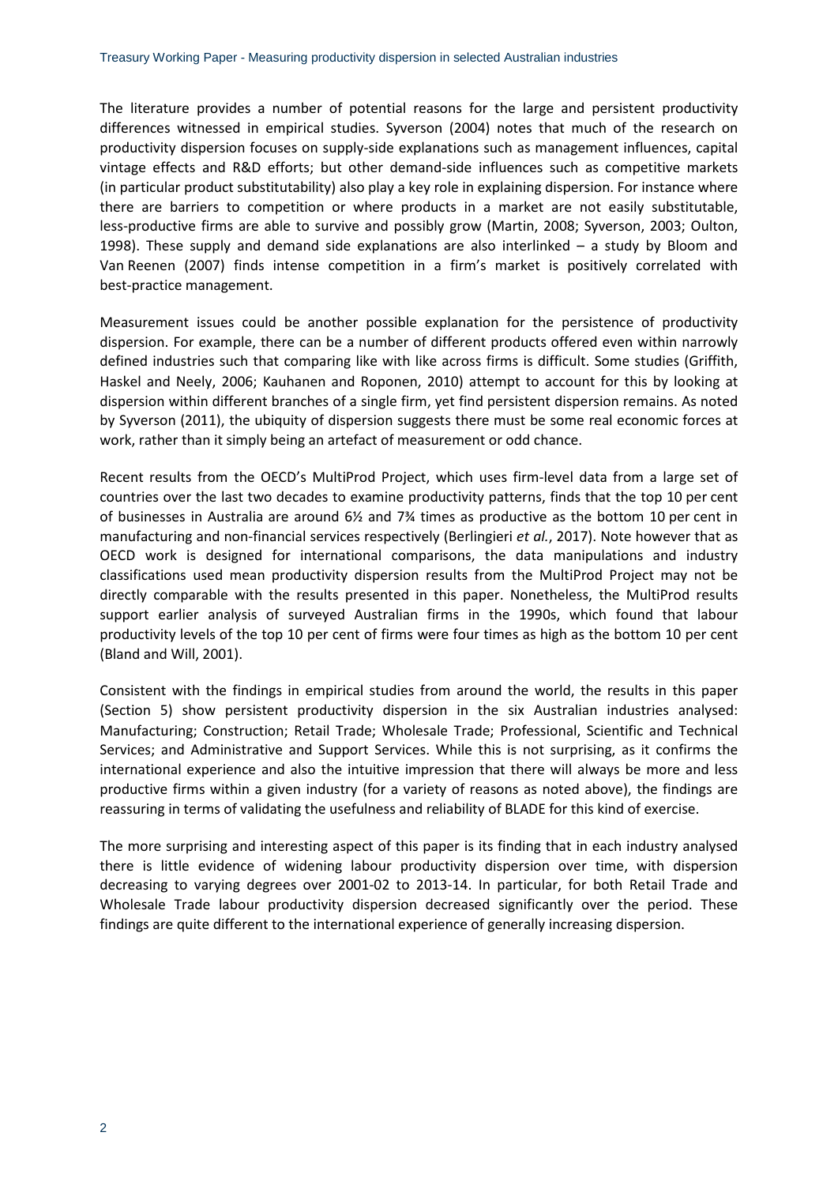The literature provides a number of potential reasons for the large and persistent productivity differences witnessed in empirical studies. Syverson (2004) notes that much of the research on productivity dispersion focuses on supply-side explanations such as management influences, capital vintage effects and R&D efforts; but other demand-side influences such as competitive markets (in particular product substitutability) also play a key role in explaining dispersion. For instance where there are barriers to competition or where products in a market are not easily substitutable, less-productive firms are able to survive and possibly grow (Martin, 2008; Syverson, 2003; Oulton, 1998). These supply and demand side explanations are also interlinked – a study by Bloom and Van Reenen (2007) finds intense competition in a firm's market is positively correlated with best-practice management.

Measurement issues could be another possible explanation for the persistence of productivity dispersion. For example, there can be a number of different products offered even within narrowly defined industries such that comparing like with like across firms is difficult. Some studies (Griffith, Haskel and Neely, 2006; Kauhanen and Roponen, 2010) attempt to account for this by looking at dispersion within different branches of a single firm, yet find persistent dispersion remains. As noted by Syverson (2011), the ubiquity of dispersion suggests there must be some real economic forces at work, rather than it simply being an artefact of measurement or odd chance.

Recent results from the OECD's MultiProd Project, which uses firm-level data from a large set of countries over the last two decades to examine productivity patterns, finds that the top 10 per cent of businesses in Australia are around 6½ and 7¾ times as productive as the bottom 10 per cent in manufacturing and non-financial services respectively (Berlingieri *et al.*, 2017). Note however that as OECD work is designed for international comparisons, the data manipulations and industry classifications used mean productivity dispersion results from the MultiProd Project may not be directly comparable with the results presented in this paper. Nonetheless, the MultiProd results support earlier analysis of surveyed Australian firms in the 1990s, which found that labour productivity levels of the top 10 per cent of firms were four times as high as the bottom 10 per cent (Bland and Will, 2001).

Consistent with the findings in empirical studies from around the world, the results in this paper (Section 5) show persistent productivity dispersion in the six Australian industries analysed: Manufacturing; Construction; Retail Trade; Wholesale Trade; Professional, Scientific and Technical Services; and Administrative and Support Services. While this is not surprising, as it confirms the international experience and also the intuitive impression that there will always be more and less productive firms within a given industry (for a variety of reasons as noted above), the findings are reassuring in terms of validating the usefulness and reliability of BLADE for this kind of exercise.

The more surprising and interesting aspect of this paper is its finding that in each industry analysed there is little evidence of widening labour productivity dispersion over time, with dispersion decreasing to varying degrees over 2001-02 to 2013-14. In particular, for both Retail Trade and Wholesale Trade labour productivity dispersion decreased significantly over the period. These findings are quite different to the international experience of generally increasing dispersion.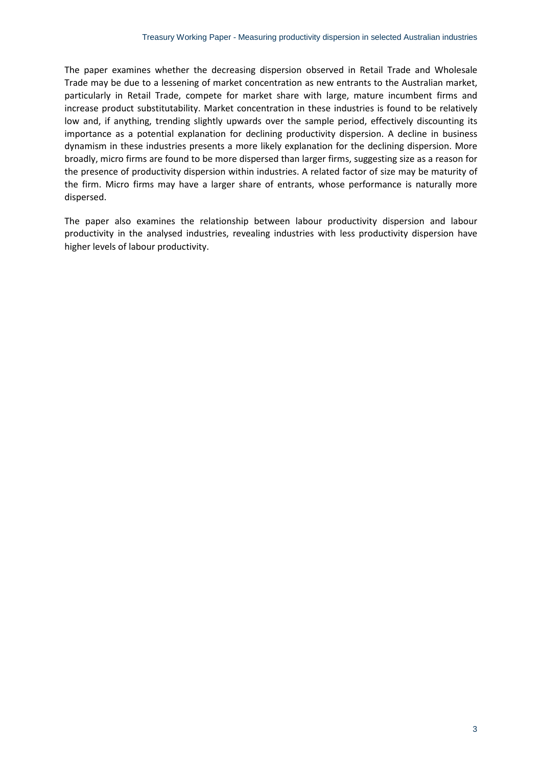The paper examines whether the decreasing dispersion observed in Retail Trade and Wholesale Trade may be due to a lessening of market concentration as new entrants to the Australian market, particularly in Retail Trade, compete for market share with large, mature incumbent firms and increase product substitutability. Market concentration in these industries is found to be relatively low and, if anything, trending slightly upwards over the sample period, effectively discounting its importance as a potential explanation for declining productivity dispersion. A decline in business dynamism in these industries presents a more likely explanation for the declining dispersion. More broadly, micro firms are found to be more dispersed than larger firms, suggesting size as a reason for the presence of productivity dispersion within industries. A related factor of size may be maturity of the firm. Micro firms may have a larger share of entrants, whose performance is naturally more dispersed.

The paper also examines the relationship between labour productivity dispersion and labour productivity in the analysed industries, revealing industries with less productivity dispersion have higher levels of labour productivity.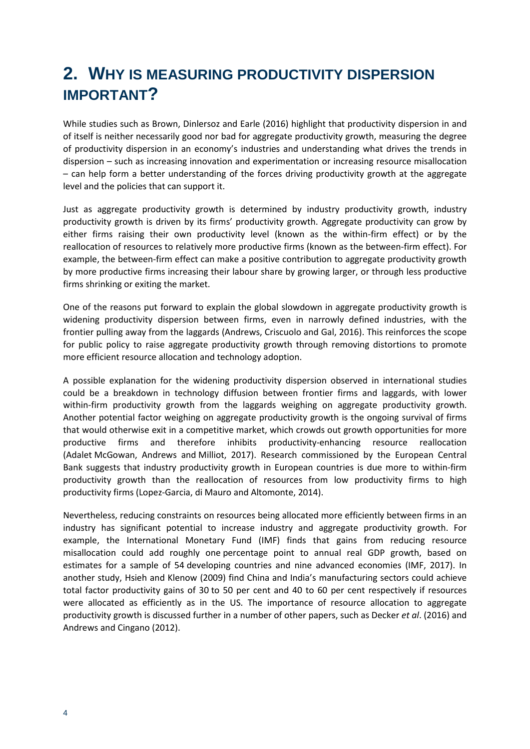# 2. WHY IS MEASURING PRODUCTIVITY DISPERSION IMPORTANT?

While studies such as Brown, Dinlersoz and Earle (2016) highlight that productivity dispersion in and of itself is neither necessarily good nor bad for aggregate productivity growth, measuring the degree of productivity dispersion in an economy's industries and understanding what drives the trends in dispersion – such as increasing innovation and experimentation or increasing resource misallocation – can help form a better understanding of the forces driving productivity growth at the aggregate level and the policies that can support it.

Just as aggregate productivity growth is determined by industry productivity growth, industry productivity growth is driven by its firms' productivity growth. Aggregate productivity can grow by either firms raising their own productivity level (known as the within-firm effect) or by the reallocation of resources to relatively more productive firms (known as the between-firm effect). For example, the between-firm effect can make a positive contribution to aggregate productivity growth by more productive firms increasing their labour share by growing larger, or through less productive firms shrinking or exiting the market.

One of the reasons put forward to explain the global slowdown in aggregate productivity growth is widening productivity dispersion between firms, even in narrowly defined industries, with the frontier pulling away from the laggards (Andrews, Criscuolo and Gal, 2016). This reinforces the scope for public policy to raise aggregate productivity growth through removing distortions to promote more efficient resource allocation and technology adoption.

A possible explanation for the widening productivity dispersion observed in international studies could be a breakdown in technology diffusion between frontier firms and laggards, with lower within-firm productivity growth from the laggards weighing on aggregate productivity growth. Another potential factor weighing on aggregate productivity growth is the ongoing survival of firms that would otherwise exit in a competitive market, which crowds out growth opportunities for more productive firms and therefore inhibits productivity-enhancing resource reallocation (Adalet McGowan, Andrews and Milliot, 2017). Research commissioned by the European Central Bank suggests that industry productivity growth in European countries is due more to within-firm productivity growth than the reallocation of resources from low productivity firms to high productivity firms (Lopez-Garcia, di Mauro and Altomonte, 2014).

Nevertheless, reducing constraints on resources being allocated more efficiently between firms in an industry has significant potential to increase industry and aggregate productivity growth. For example, the International Monetary Fund (IMF) finds that gains from reducing resource misallocation could add roughly one percentage point to annual real GDP growth, based on estimates for a sample of 54 developing countries and nine advanced economies (IMF, 2017). In another study, Hsieh and Klenow (2009) find China and India's manufacturing sectors could achieve total factor productivity gains of 30 to 50 per cent and 40 to 60 per cent respectively if resources were allocated as efficiently as in the US. The importance of resource allocation to aggregate productivity growth is discussed further in a number of other papers, such as Decker *et al*. (2016) and Andrews and Cingano (2012).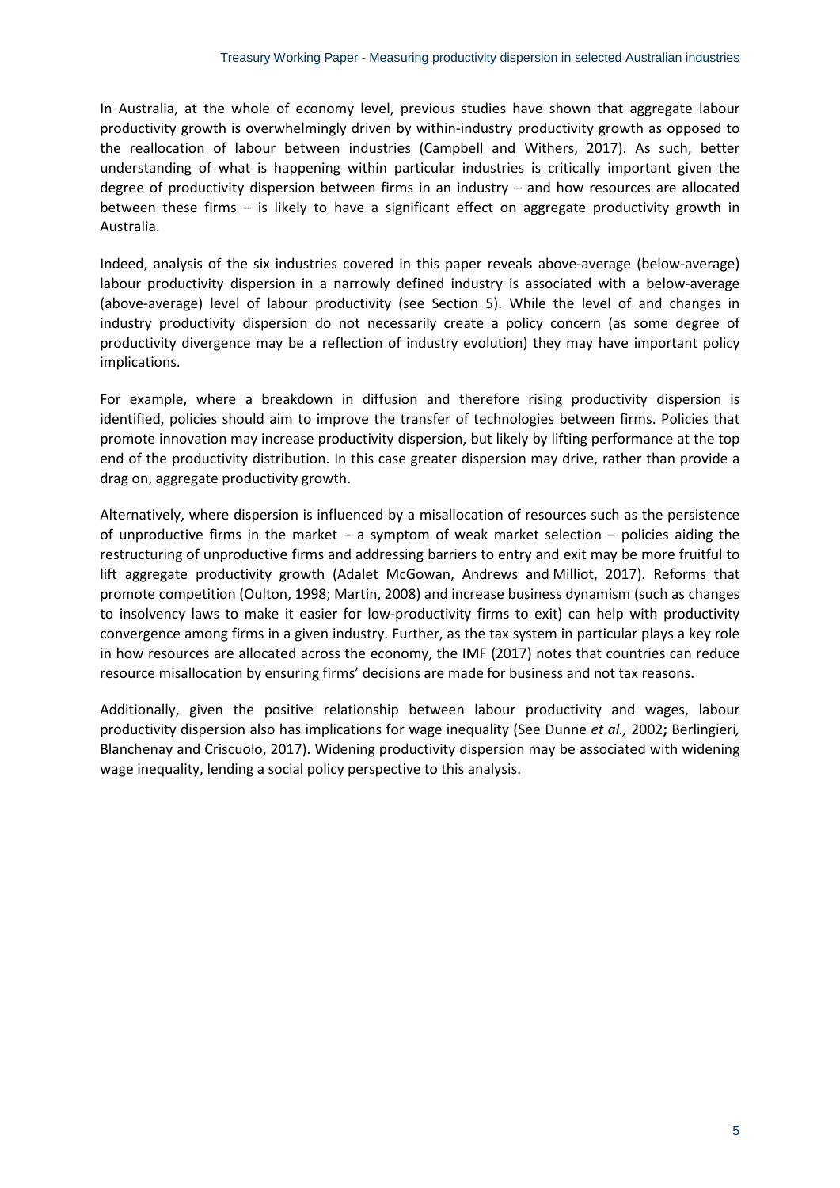In Australia, at the whole of economy level, previous studies have shown that aggregate labour productivity growth is overwhelmingly driven by within-industry productivity growth as opposed to the reallocation of labour between industries (Campbell and Withers, 2017). As such, better understanding of what is happening within particular industries is critically important given the degree of productivity dispersion between firms in an industry – and how resources are allocated between these firms – is likely to have a significant effect on aggregate productivity growth in Australia.

Indeed, analysis of the six industries covered in this paper reveals above-average (below-average) labour productivity dispersion in a narrowly defined industry is associated with a below-average (above-average) level of labour productivity (see Section 5). While the level of and changes in industry productivity dispersion do not necessarily create a policy concern (as some degree of productivity divergence may be a reflection of industry evolution) they may have important policy implications.

For example, where a breakdown in diffusion and therefore rising productivity dispersion is identified, policies should aim to improve the transfer of technologies between firms. Policies that promote innovation may increase productivity dispersion, but likely by lifting performance at the top end of the productivity distribution. In this case greater dispersion may drive, rather than provide a drag on, aggregate productivity growth.

Alternatively, where dispersion is influenced by a misallocation of resources such as the persistence of unproductive firms in the market – a symptom of weak market selection – policies aiding the restructuring of unproductive firms and addressing barriers to entry and exit may be more fruitful to lift aggregate productivity growth (Adalet McGowan, Andrews and Milliot, 2017). Reforms that promote competition (Oulton, 1998; Martin, 2008) and increase business dynamism (such as changes to insolvency laws to make it easier for low-productivity firms to exit) can help with productivity convergence among firms in a given industry. Further, as the tax system in particular plays a key role in how resources are allocated across the economy, the IMF (2017) notes that countries can reduce resource misallocation by ensuring firms' decisions are made for business and not tax reasons.

Additionally, given the positive relationship between labour productivity and wages, labour productivity dispersion also has implications for wage inequality (See Dunne *et al.,* 2002**;** Berlingieri*,* Blanchenay and Criscuolo, 2017). Widening productivity dispersion may be associated with widening wage inequality, lending a social policy perspective to this analysis.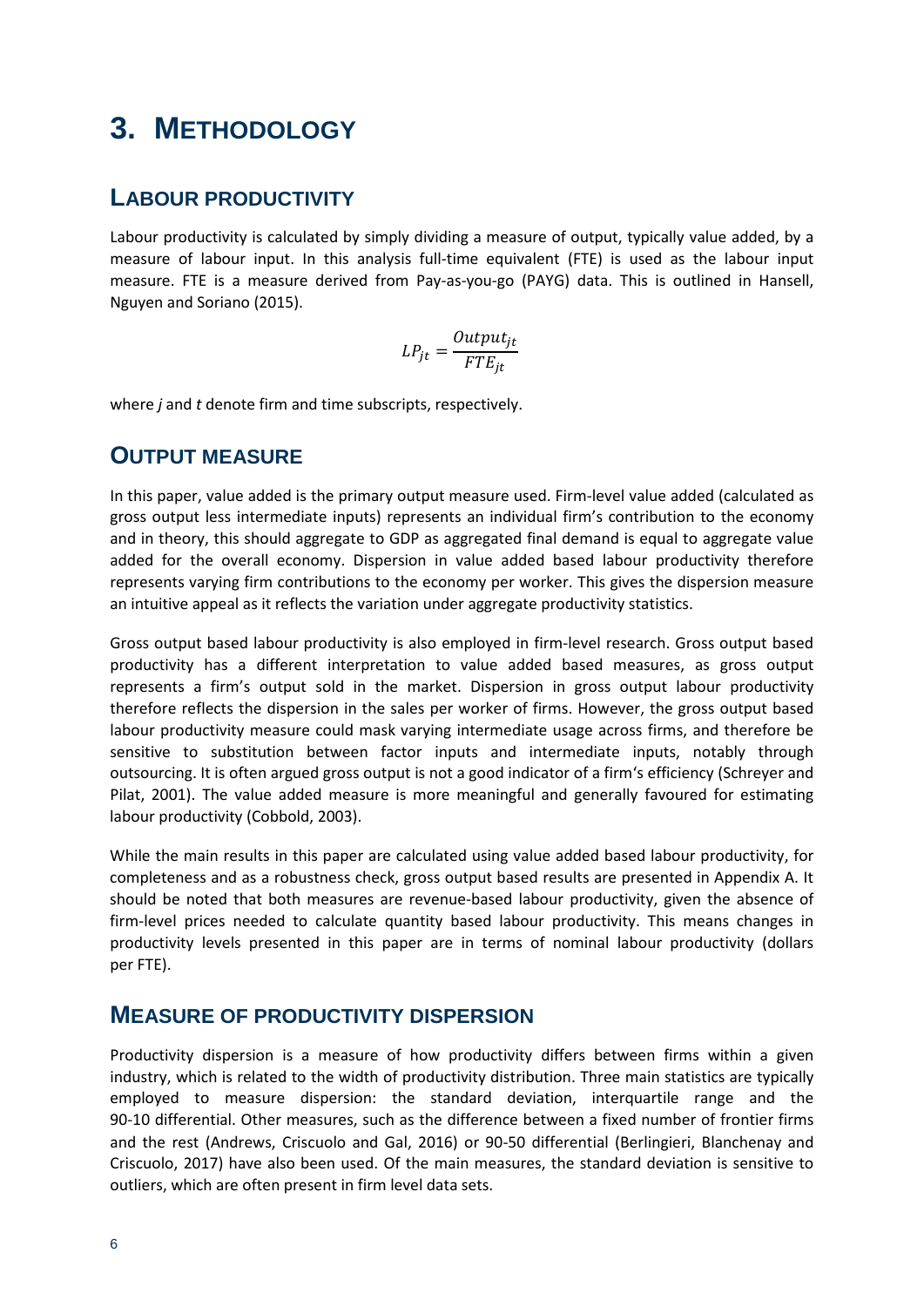# 3. METHODOLOGY

## LABOUR PRODUCTIVITY

Labour productivity is calculated by simply dividing a measure of output, typically value added, by a measure of labour input. In this analysis full-time equivalent (FTE) is used as the labour input measure. FTE is a measure derived from Pay-as-you-go (PAYG) data. This is outlined in Hansell, Nguyen and Soriano (2015).

$$LP_{jt} = \frac{Output_{jt}}{FTE_{jt}}$$

where *j* and *t* denote firm and time subscripts, respectively.

## OUTPUT MEASURE

In this paper, value added is the primary output measure used. Firm-level value added (calculated as gross output less intermediate inputs) represents an individual firm's contribution to the economy and in theory, this should aggregate to GDP as aggregated final demand is equal to aggregate value added for the overall economy. Dispersion in value added based labour productivity therefore represents varying firm contributions to the economy per worker. This gives the dispersion measure an intuitive appeal as it reflects the variation under aggregate productivity statistics.

Gross output based labour productivity is also employed in firm-level research. Gross output based productivity has a different interpretation to value added based measures, as gross output represents a firm's output sold in the market. Dispersion in gross output labour productivity therefore reflects the dispersion in the sales per worker of firms. However, the gross output based labour productivity measure could mask varying intermediate usage across firms, and therefore be sensitive to substitution between factor inputs and intermediate inputs, notably through outsourcing. It is often argued gross output is not a good indicator of a firm's efficiency (Schreyer and Pilat, 2001). The value added measure is more meaningful and generally favoured for estimating labour productivity (Cobbold, 2003).

While the main results in this paper are calculated using value added based labour productivity, for completeness and as a robustness check, gross output based results are presented in Appendix A. It should be noted that both measures are revenue-based labour productivity, given the absence of firm-level prices needed to calculate quantity based labour productivity. This means changes in productivity levels presented in this paper are in terms of nominal labour productivity (dollars per FTE).

## MEASURE OF PRODUCTIVITY DISPERSION

Productivity dispersion is a measure of how productivity differs between firms within a given industry, which is related to the width of productivity distribution. Three main statistics are typically employed to measure dispersion: the standard deviation, interquartile range and the 90-10 differential. Other measures, such as the difference between a fixed number of frontier firms and the rest (Andrews, Criscuolo and Gal, 2016) or 90-50 differential (Berlingieri, Blanchenay and Criscuolo, 2017) have also been used. Of the main measures, the standard deviation is sensitive to outliers, which are often present in firm level data sets.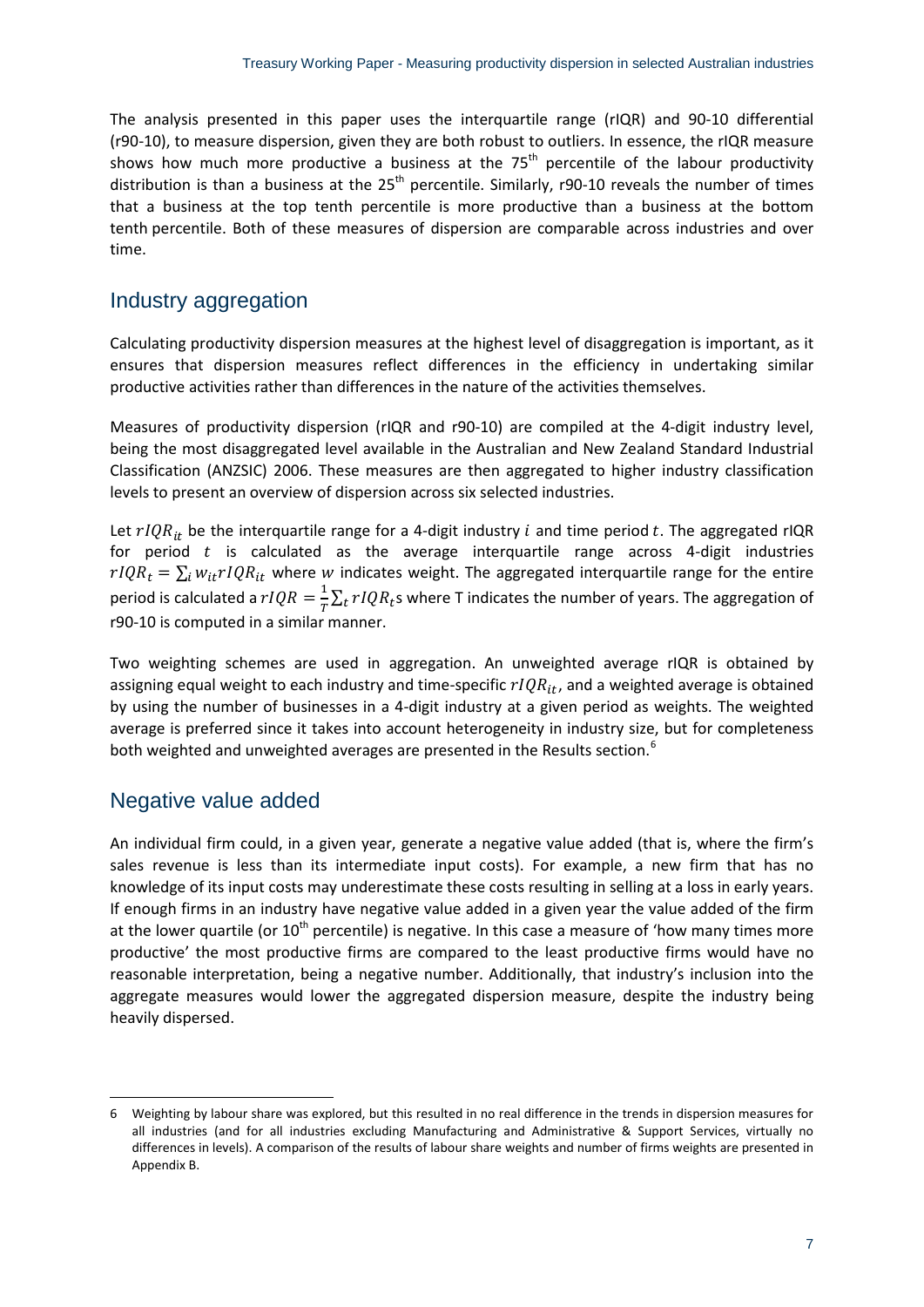The analysis presented in this paper uses the interquartile range (rIQR) and 90-10 differential (r90-10), to measure dispersion, given they are both robust to outliers. In essence, the rIQR measure shows how much more productive a business at the 75th percentile of the labour productivity distribution is than a business at the 25th percentile. Similarly, r90-10 reveals the number of times that a business at the top tenth percentile is more productive than a business at the bottom tenth percentile. Both of these measures of dispersion are comparable across industries and over time.

## Industry aggregation

Calculating productivity dispersion measures at the highest level of disaggregation is important, as it ensures that dispersion measures reflect differences in the efficiency in undertaking similar productive activities rather than differences in the nature of the activities themselves.

Measures of productivity dispersion (rIQR and r90-10) are compiled at the 4-digit industry level, being the most disaggregated level available in the Australian and New Zealand Standard Industrial Classification (ANZSIC) 2006. These measures are then aggregated to higher industry classification levels to present an overview of dispersion across six selected industries.

Let $rIQR_{it}$ be the interquartile range for a 4-digit industry $i$ and time period $t$. The aggregated rIQR for period $t$ is calculated as the average interquartile range across 4-digit industries $rIQR_t = \sum_i w_{it} rIQR_{it}$ where $w$ indicates weight. The aggregated interquartile range for the entire period is calculated a $rIQR = \frac{1}{T}\sum_t rIQR_t$s where T indicates the number of years. The aggregation of r90-10 is computed in a similar manner.

Two weighting schemes are used in aggregation. An unweighted average rIQR is obtained by assigning equal weight to each industry and time-specific $rIQR_{it}$, and a weighted average is obtained by using the number of businesses in a 4-digit industry at a given period as weights. The weighted average is preferred since it takes into account heterogeneity in industry size, but for completeness both weighted and unweighted averages are presented in the Results section.[6]

## Negative value added

An individual firm could, in a given year, generate a negative value added (that is, where the firm's sales revenue is less than its intermediate input costs). For example, a new firm that has no knowledge of its input costs may underestimate these costs resulting in selling at a loss in early years. If enough firms in an industry have negative value added in a given year the value added of the firm at the lower quartile (or 10th percentile) is negative. In this case a measure of 'how many times more productive' the most productive firms are compared to the least productive firms would have no reasonable interpretation, being a negative number. Additionally, that industry's inclusion into the aggregate measures would lower the aggregated dispersion measure, despite the industry being heavily dispersed.

---

6 Weighting by labour share was explored, but this resulted in no real difference in the trends in dispersion measures for all industries (and for all industries excluding Manufacturing and Administrative & Support Services, virtually no differences in levels). A comparison of the results of labour share weights and number of firms weights are presented in Appendix B.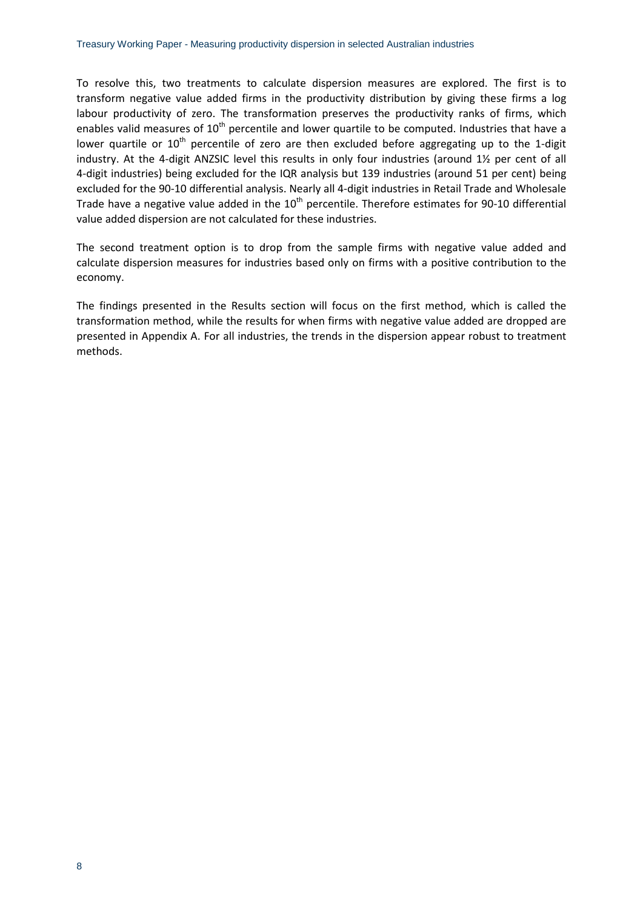To resolve this, two treatments to calculate dispersion measures are explored. The first is to transform negative value added firms in the productivity distribution by giving these firms a log labour productivity of zero. The transformation preserves the productivity ranks of firms, which enables valid measures of 10th percentile and lower quartile to be computed. Industries that have a lower quartile or 10th percentile of zero are then excluded before aggregating up to the 1-digit industry. At the 4-digit ANZSIC level this results in only four industries (around 1½ per cent of all 4-digit industries) being excluded for the IQR analysis but 139 industries (around 51 per cent) being excluded for the 90-10 differential analysis. Nearly all 4-digit industries in Retail Trade and Wholesale Trade have a negative value added in the 10th percentile. Therefore estimates for 90-10 differential value added dispersion are not calculated for these industries.

The second treatment option is to drop from the sample firms with negative value added and calculate dispersion measures for industries based only on firms with a positive contribution to the economy.

The findings presented in the Results section will focus on the first method, which is called the transformation method, while the results for when firms with negative value added are dropped are presented in Appendix A. For all industries, the trends in the dispersion appear robust to treatment methods.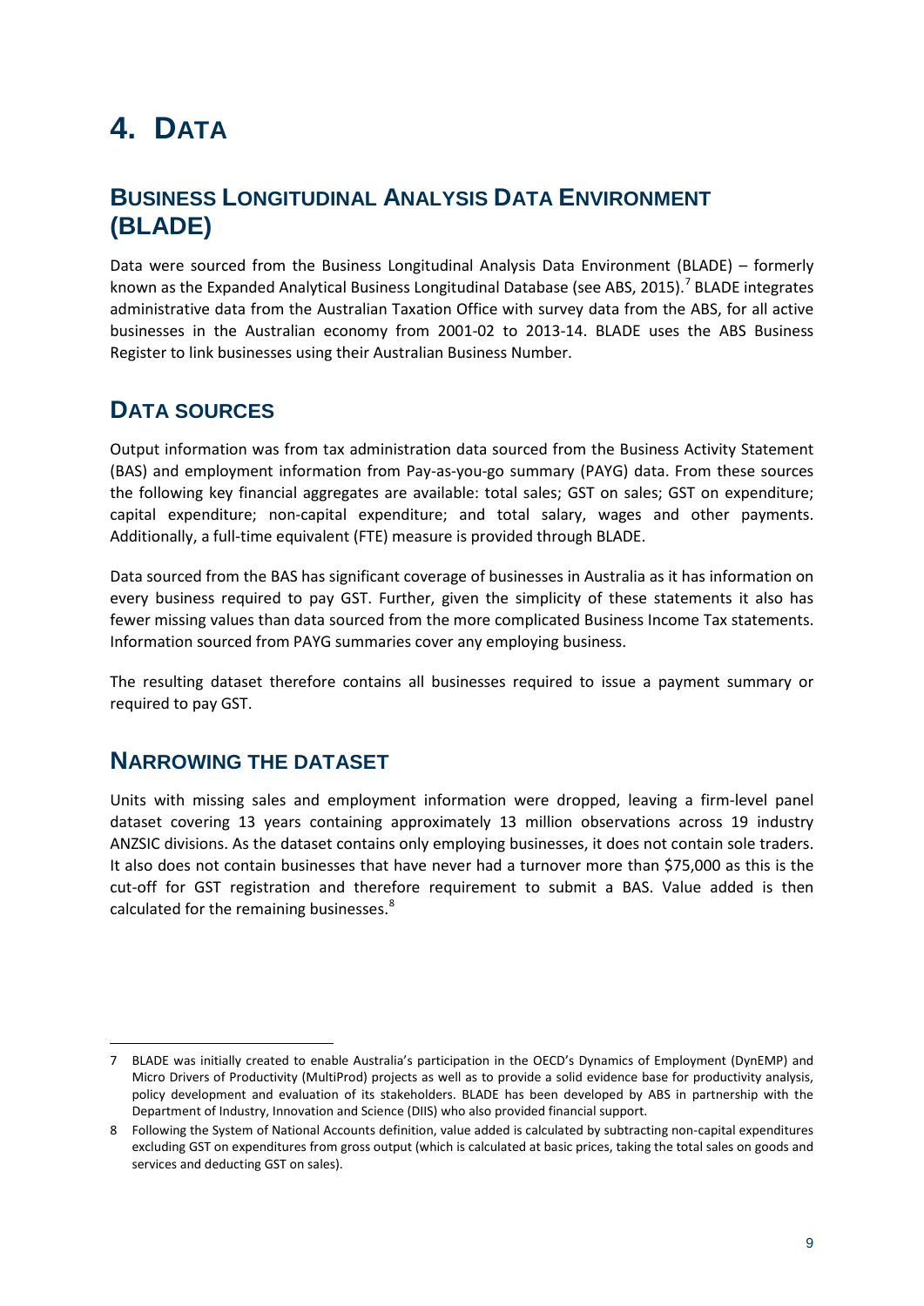# 4. DATA

## BUSINESS LONGITUDINAL ANALYSIS DATA ENVIRONMENT (BLADE)

Data were sourced from the Business Longitudinal Analysis Data Environment (BLADE) – formerly known as the Expanded Analytical Business Longitudinal Database (see ABS, 2015).[7] BLADE integrates administrative data from the Australian Taxation Office with survey data from the ABS, for all active businesses in the Australian economy from 2001-02 to 2013-14. BLADE uses the ABS Business Register to link businesses using their Australian Business Number.

## DATA SOURCES

Output information was from tax administration data sourced from the Business Activity Statement (BAS) and employment information from Pay-as-you-go summary (PAYG) data. From these sources the following key financial aggregates are available: total sales; GST on sales; GST on expenditure; capital expenditure; non-capital expenditure; and total salary, wages and other payments. Additionally, a full-time equivalent (FTE) measure is provided through BLADE.

Data sourced from the BAS has significant coverage of businesses in Australia as it has information on every business required to pay GST. Further, given the simplicity of these statements it also has fewer missing values than data sourced from the more complicated Business Income Tax statements. Information sourced from PAYG summaries cover any employing business.

The resulting dataset therefore contains all businesses required to issue a payment summary or required to pay GST.

## NARROWING THE DATASET

Units with missing sales and employment information were dropped, leaving a firm-level panel dataset covering 13 years containing approximately 13 million observations across 19 industry ANZSIC divisions. As the dataset contains only employing businesses, it does not contain sole traders. It also does not contain businesses that have never had a turnover more than $75,000 as this is the cut-off for GST registration and therefore requirement to submit a BAS. Value added is then calculated for the remaining businesses.[8]

---

7 BLADE was initially created to enable Australia's participation in the OECD's Dynamics of Employment (DynEMP) and Micro Drivers of Productivity (MultiProd) projects as well as to provide a solid evidence base for productivity analysis, policy development and evaluation of its stakeholders. BLADE has been developed by ABS in partnership with the Department of Industry, Innovation and Science (DIIS) who also provided financial support.

8 Following the System of National Accounts definition, value added is calculated by subtracting non-capital expenditures excluding GST on expenditures from gross output (which is calculated at basic prices, taking the total sales on goods and services and deducting GST on sales).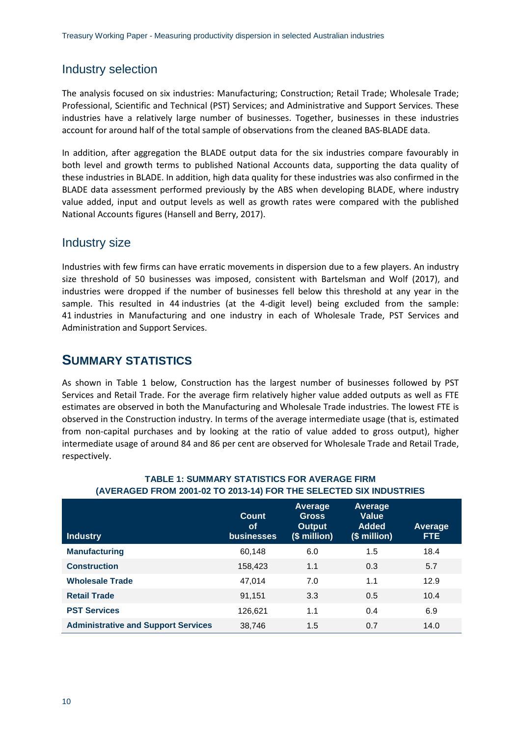## Industry selection

The analysis focused on six industries: Manufacturing; Construction; Retail Trade; Wholesale Trade; Professional, Scientific and Technical (PST) Services; and Administrative and Support Services. These industries have a relatively large number of businesses. Together, businesses in these industries account for around half of the total sample of observations from the cleaned BAS-BLADE data.

In addition, after aggregation the BLADE output data for the six industries compare favourably in both level and growth terms to published National Accounts data, supporting the data quality of these industries in BLADE. In addition, high data quality for these industries was also confirmed in the BLADE data assessment performed previously by the ABS when developing BLADE, where industry value added, input and output levels as well as growth rates were compared with the published National Accounts figures (Hansell and Berry, 2017).

## Industry size

Industries with few firms can have erratic movements in dispersion due to a few players. An industry size threshold of 50 businesses was imposed, consistent with Bartelsman and Wolf (2017), and industries were dropped if the number of businesses fell below this threshold at any year in the sample. This resulted in 44 industries (at the 4-digit level) being excluded from the sample: 41 industries in Manufacturing and one industry in each of Wholesale Trade, PST Services and Administration and Support Services.

# SUMMARY STATISTICS

As shown in Table 1 below, Construction has the largest number of businesses followed by PST Services and Retail Trade. For the average firm relatively higher value added outputs as well as FTE estimates are observed in both the Manufacturing and Wholesale Trade industries. The lowest FTE is observed in the Construction industry. In terms of the average intermediate usage (that is, estimated from non-capital purchases and by looking at the ratio of value added to gross output), higher intermediate usage of around 84 and 86 per cent are observed for Wholesale Trade and Retail Trade, respectively.

**TABLE 1: SUMMARY STATISTICS FOR AVERAGE FIRM (AVERAGED FROM 2001-02 TO 2013-14) FOR THE SELECTED SIX INDUSTRIES**

| Industry | Count of businesses | Average Gross Output ($ million) | Average Value Added ($ million) | Average FTE |
|---|---|---|---|---|
| **Manufacturing** | 60,148 | 6.0 | 1.5 | 18.4 |
| **Construction** | 158,423 | 1.1 | 0.3 | 5.7 |
| **Wholesale Trade** | 47,014 | 7.0 | 1.1 | 12.9 |
| **Retail Trade** | 91,151 | 3.3 | 0.5 | 10.4 |
| **PST Services** | 126,621 | 1.1 | 0.4 | 6.9 |
| **Administrative and Support Services** | 38,746 | 1.5 | 0.7 | 14.0 |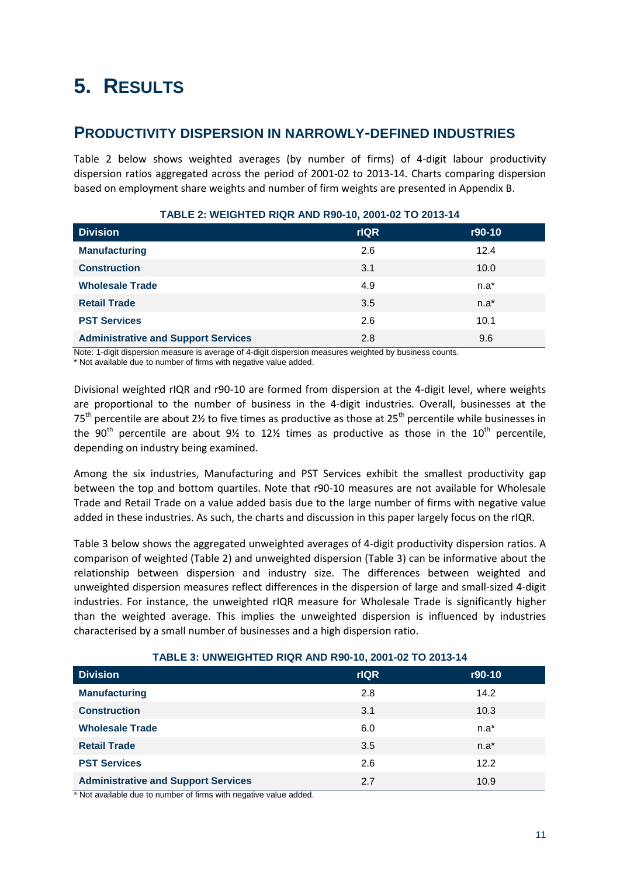# 5. RESULTS

## PRODUCTIVITY DISPERSION IN NARROWLY-DEFINED INDUSTRIES

Table 2 below shows weighted averages (by number of firms) of 4-digit labour productivity dispersion ratios aggregated across the period of 2001-02 to 2013-14. Charts comparing dispersion based on employment share weights and number of firm weights are presented in Appendix B.

**TABLE 2: WEIGHTED RIQR AND R90-10, 2001-02 TO 2013-14**

| Division | rIQR | r90-10 |
|---|---|---|
| **Manufacturing** | 2.6 | 12.4 |
| **Construction** | 3.1 | 10.0 |
| **Wholesale Trade** | 4.9 | n.a* |
| **Retail Trade** | 3.5 | n.a* |
| **PST Services** | 2.6 | 10.1 |
| **Administrative and Support Services** | 2.8 | 9.6 |

Note: 1-digit dispersion measure is average of 4-digit dispersion measures weighted by business counts.
* Not available due to number of firms with negative value added.

Divisional weighted rIQR and r90-10 are formed from dispersion at the 4-digit level, where weights are proportional to the number of business in the 4-digit industries. Overall, businesses at the 75th percentile are about 2½ to five times as productive as those at 25th percentile while businesses in the 90th percentile are about 9½ to 12½ times as productive as those in the 10th percentile, depending on industry being examined.

Among the six industries, Manufacturing and PST Services exhibit the smallest productivity gap between the top and bottom quartiles. Note that r90-10 measures are not available for Wholesale Trade and Retail Trade on a value added basis due to the large number of firms with negative value added in these industries. As such, the charts and discussion in this paper largely focus on the rIQR.

Table 3 below shows the aggregated unweighted averages of 4-digit productivity dispersion ratios. A comparison of weighted (Table 2) and unweighted dispersion (Table 3) can be informative about the relationship between dispersion and industry size. The differences between weighted and unweighted dispersion measures reflect differences in the dispersion of large and small-sized 4-digit industries. For instance, the unweighted rIQR measure for Wholesale Trade is significantly higher than the weighted average. This implies the unweighted dispersion is influenced by industries characterised by a small number of businesses and a high dispersion ratio.

**TABLE 3: UNWEIGHTED RIQR AND R90-10, 2001-02 TO 2013-14**

| Division | rIQR | r90-10 |
|---|---|---|
| **Manufacturing** | 2.8 | 14.2 |
| **Construction** | 3.1 | 10.3 |
| **Wholesale Trade** | 6.0 | n.a* |
| **Retail Trade** | 3.5 | n.a* |
| **PST Services** | 2.6 | 12.2 |
| **Administrative and Support Services** | 2.7 | 10.9 |

* Not available due to number of firms with negative value added.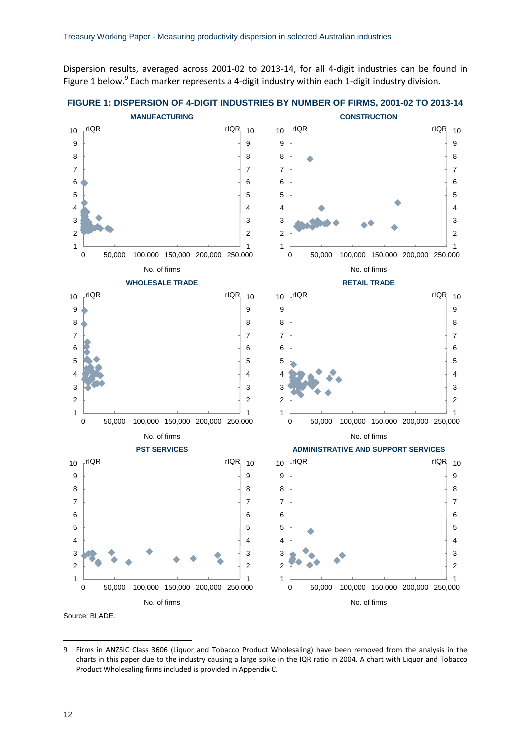Dispersion results, averaged across 2001-02 to 2013-14, for all 4-digit industries can be found in Figure 1 below.[9] Each marker represents a 4-digit industry within each 1-digit industry division.

**FIGURE 1: DISPERSION OF 4-DIGIT INDUSTRIES BY NUMBER OF FIRMS, 2001-02 TO 2013-14**

Source: BLADE.

9 Firms in ANZSIC Class 3606 (Liquor and Tobacco Product Wholesaling) have been removed from the analysis in the charts in this paper due to the industry causing a large spike in the IQR ratio in 2004. A chart with Liquor and Tobacco Product Wholesaling firms included is provided in Appendix C.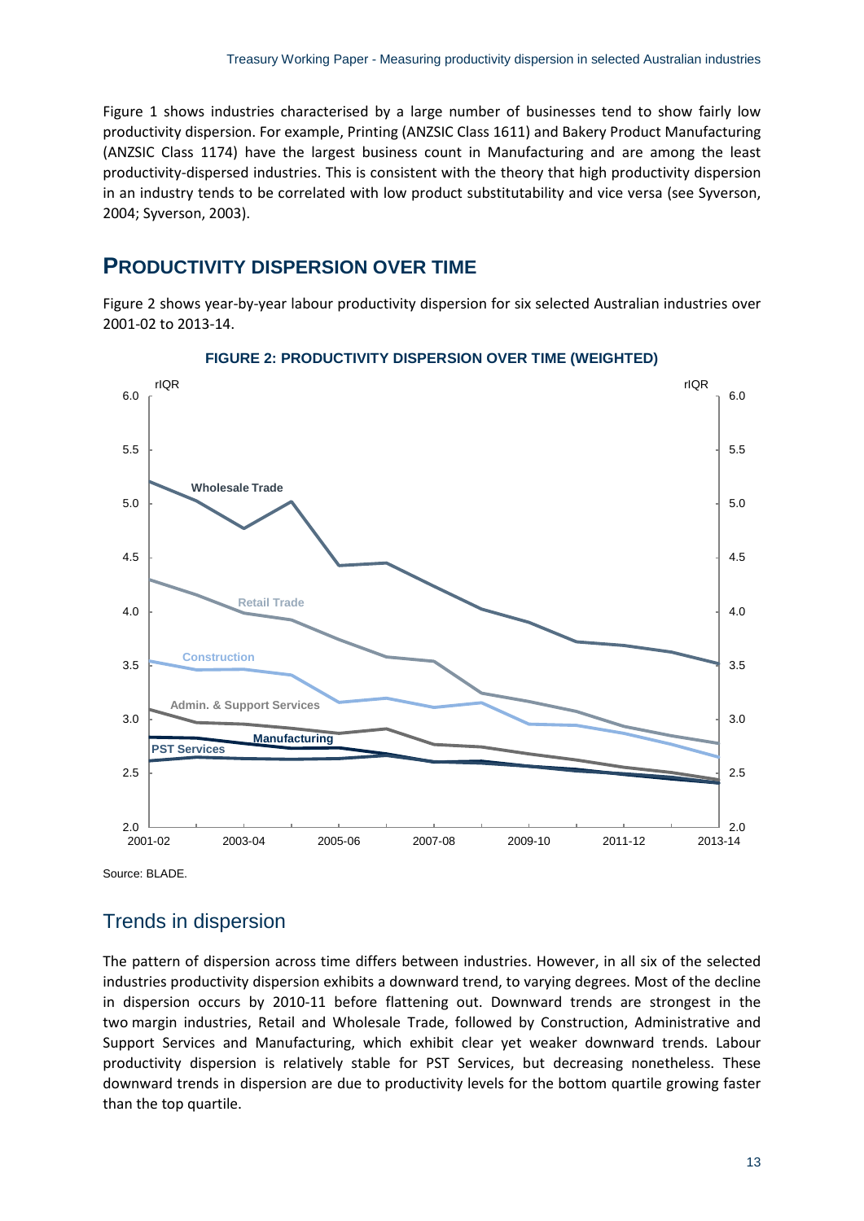Figure 1 shows industries characterised by a large number of businesses tend to show fairly low productivity dispersion. For example, Printing (ANZSIC Class 1611) and Bakery Product Manufacturing (ANZSIC Class 1174) have the largest business count in Manufacturing and are among the least productivity-dispersed industries. This is consistent with the theory that high productivity dispersion in an industry tends to be correlated with low product substitutability and vice versa (see Syverson, 2004; Syverson, 2003).

## PRODUCTIVITY DISPERSION OVER TIME

Figure 2 shows year-by-year labour productivity dispersion for six selected Australian industries over 2001-02 to 2013-14.

**FIGURE 2: PRODUCTIVITY DISPERSION OVER TIME (WEIGHTED)**

Source: BLADE.

### Trends in dispersion

The pattern of dispersion across time differs between industries. However, in all six of the selected industries productivity dispersion exhibits a downward trend, to varying degrees. Most of the decline in dispersion occurs by 2010-11 before flattening out. Downward trends are strongest in the two margin industries, Retail and Wholesale Trade, followed by Construction, Administrative and Support Services and Manufacturing, which exhibit clear yet weaker downward trends. Labour productivity dispersion is relatively stable for PST Services, but decreasing nonetheless. These downward trends in dispersion are due to productivity levels for the bottom quartile growing faster than the top quartile.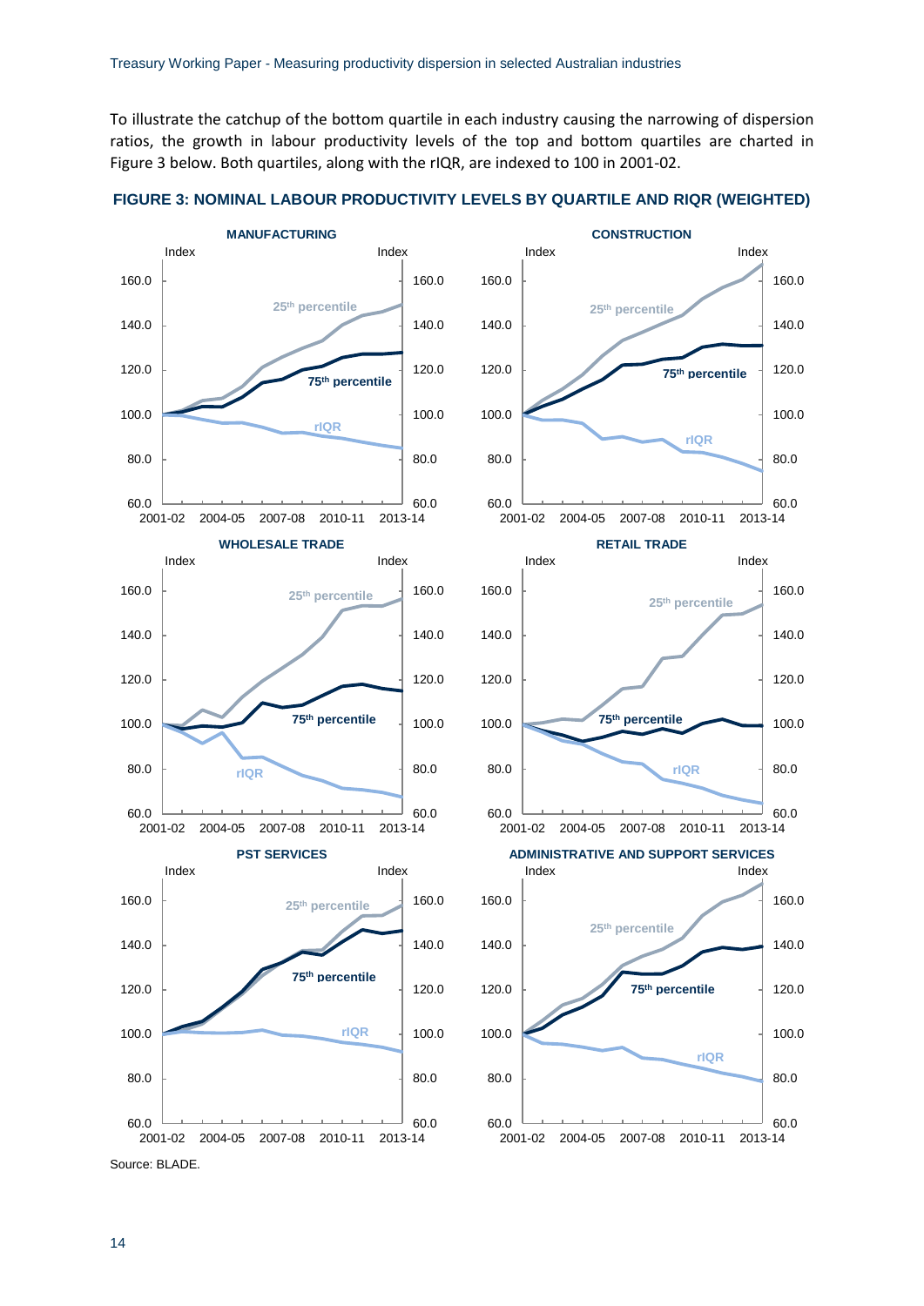To illustrate the catchup of the bottom quartile in each industry causing the narrowing of dispersion ratios, the growth in labour productivity levels of the top and bottom quartiles are charted in Figure 3 below. Both quartiles, along with the rIQR, are indexed to 100 in 2001-02.

**FIGURE 3: NOMINAL LABOUR PRODUCTIVITY LEVELS BY QUARTILE AND RIQR (WEIGHTED)**

Source: BLADE.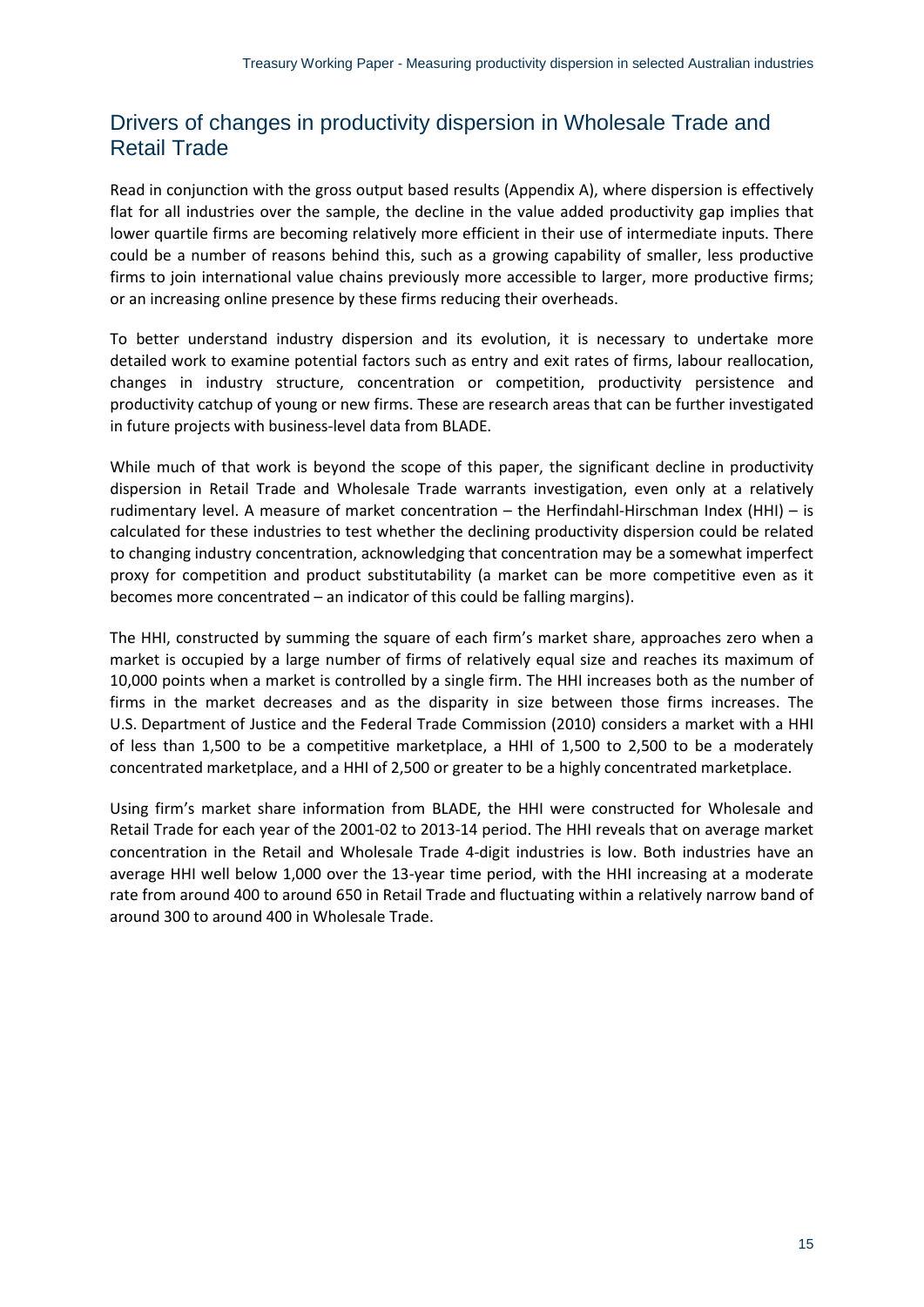## Drivers of changes in productivity dispersion in Wholesale Trade and Retail Trade

Read in conjunction with the gross output based results (Appendix A), where dispersion is effectively flat for all industries over the sample, the decline in the value added productivity gap implies that lower quartile firms are becoming relatively more efficient in their use of intermediate inputs. There could be a number of reasons behind this, such as a growing capability of smaller, less productive firms to join international value chains previously more accessible to larger, more productive firms; or an increasing online presence by these firms reducing their overheads.

To better understand industry dispersion and its evolution, it is necessary to undertake more detailed work to examine potential factors such as entry and exit rates of firms, labour reallocation, changes in industry structure, concentration or competition, productivity persistence and productivity catchup of young or new firms. These are research areas that can be further investigated in future projects with business-level data from BLADE.

While much of that work is beyond the scope of this paper, the significant decline in productivity dispersion in Retail Trade and Wholesale Trade warrants investigation, even only at a relatively rudimentary level. A measure of market concentration – the Herfindahl-Hirschman Index (HHI) – is calculated for these industries to test whether the declining productivity dispersion could be related to changing industry concentration, acknowledging that concentration may be a somewhat imperfect proxy for competition and product substitutability (a market can be more competitive even as it becomes more concentrated – an indicator of this could be falling margins).

The HHI, constructed by summing the square of each firm's market share, approaches zero when a market is occupied by a large number of firms of relatively equal size and reaches its maximum of 10,000 points when a market is controlled by a single firm. The HHI increases both as the number of firms in the market decreases and as the disparity in size between those firms increases. The U.S. Department of Justice and the Federal Trade Commission (2010) considers a market with a HHI of less than 1,500 to be a competitive marketplace, a HHI of 1,500 to 2,500 to be a moderately concentrated marketplace, and a HHI of 2,500 or greater to be a highly concentrated marketplace.

Using firm's market share information from BLADE, the HHI were constructed for Wholesale and Retail Trade for each year of the 2001-02 to 2013-14 period. The HHI reveals that on average market concentration in the Retail and Wholesale Trade 4-digit industries is low. Both industries have an average HHI well below 1,000 over the 13-year time period, with the HHI increasing at a moderate rate from around 400 to around 650 in Retail Trade and fluctuating within a relatively narrow band of around 300 to around 400 in Wholesale Trade.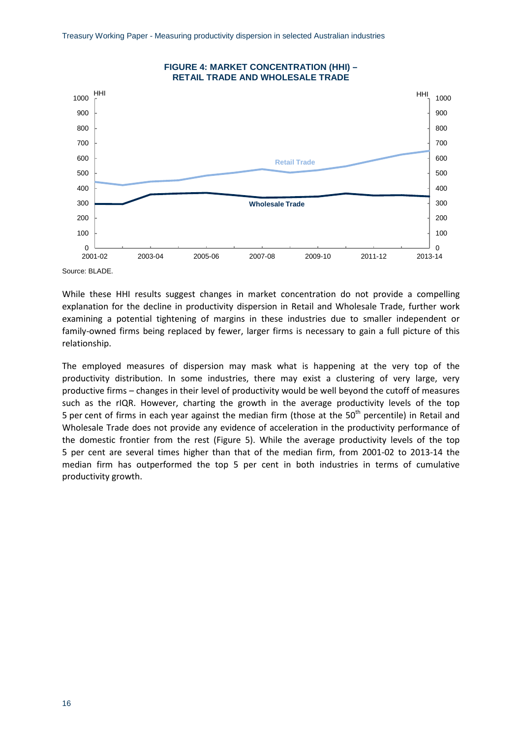**FIGURE 4: MARKET CONCENTRATION (HHI) – RETAIL TRADE AND WHOLESALE TRADE**

Source: BLADE.

While these HHI results suggest changes in market concentration do not provide a compelling explanation for the decline in productivity dispersion in Retail and Wholesale Trade, further work examining a potential tightening of margins in these industries due to smaller independent or family-owned firms being replaced by fewer, larger firms is necessary to gain a full picture of this relationship.

The employed measures of dispersion may mask what is happening at the very top of the productivity distribution. In some industries, there may exist a clustering of very large, very productive firms – changes in their level of productivity would be well beyond the cutoff of measures such as the rIQR. However, charting the growth in the average productivity levels of the top 5 per cent of firms in each year against the median firm (those at the 50$^{th}$ percentile) in Retail and Wholesale Trade does not provide any evidence of acceleration in the productivity performance of the domestic frontier from the rest (Figure 5). While the average productivity levels of the top 5 per cent are several times higher than that of the median firm, from 2001-02 to 2013-14 the median firm has outperformed the top 5 per cent in both industries in terms of cumulative productivity growth.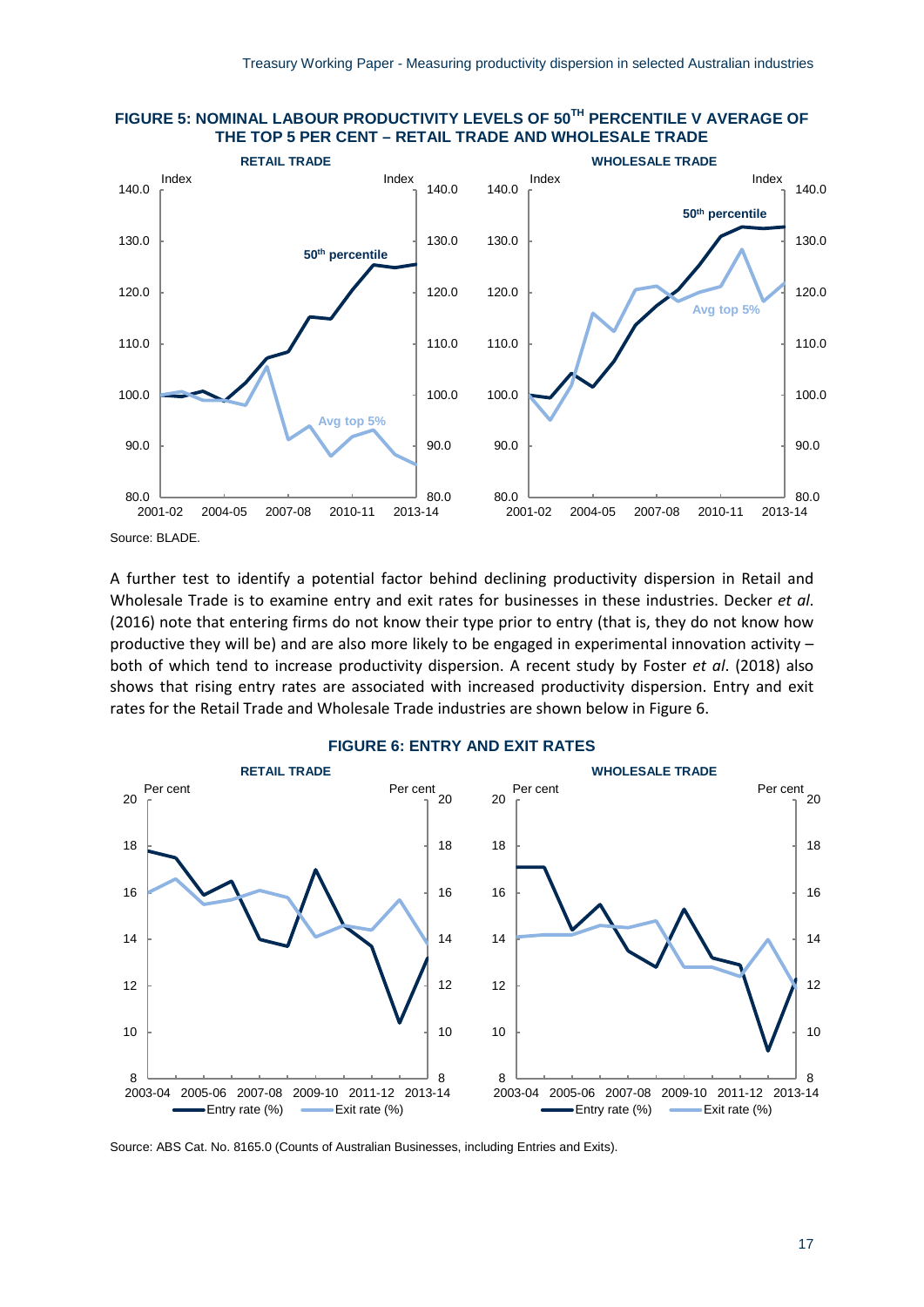**FIGURE 5: NOMINAL LABOUR PRODUCTIVITY LEVELS OF 50[TH] PERCENTILE V AVERAGE OF THE TOP 5 PER CENT – RETAIL TRADE AND WHOLESALE TRADE**

Source: BLADE.

A further test to identify a potential factor behind declining productivity dispersion in Retail and Wholesale Trade is to examine entry and exit rates for businesses in these industries. Decker *et al.* (2016) note that entering firms do not know their type prior to entry (that is, they do not know how productive they will be) and are also more likely to be engaged in experimental innovation activity – both of which tend to increase productivity dispersion. A recent study by Foster *et al*. (2018) also shows that rising entry rates are associated with increased productivity dispersion. Entry and exit rates for the Retail Trade and Wholesale Trade industries are shown below in Figure 6.

**FIGURE 6: ENTRY AND EXIT RATES**

Source: ABS Cat. No. 8165.0 (Counts of Australian Businesses, including Entries and Exits).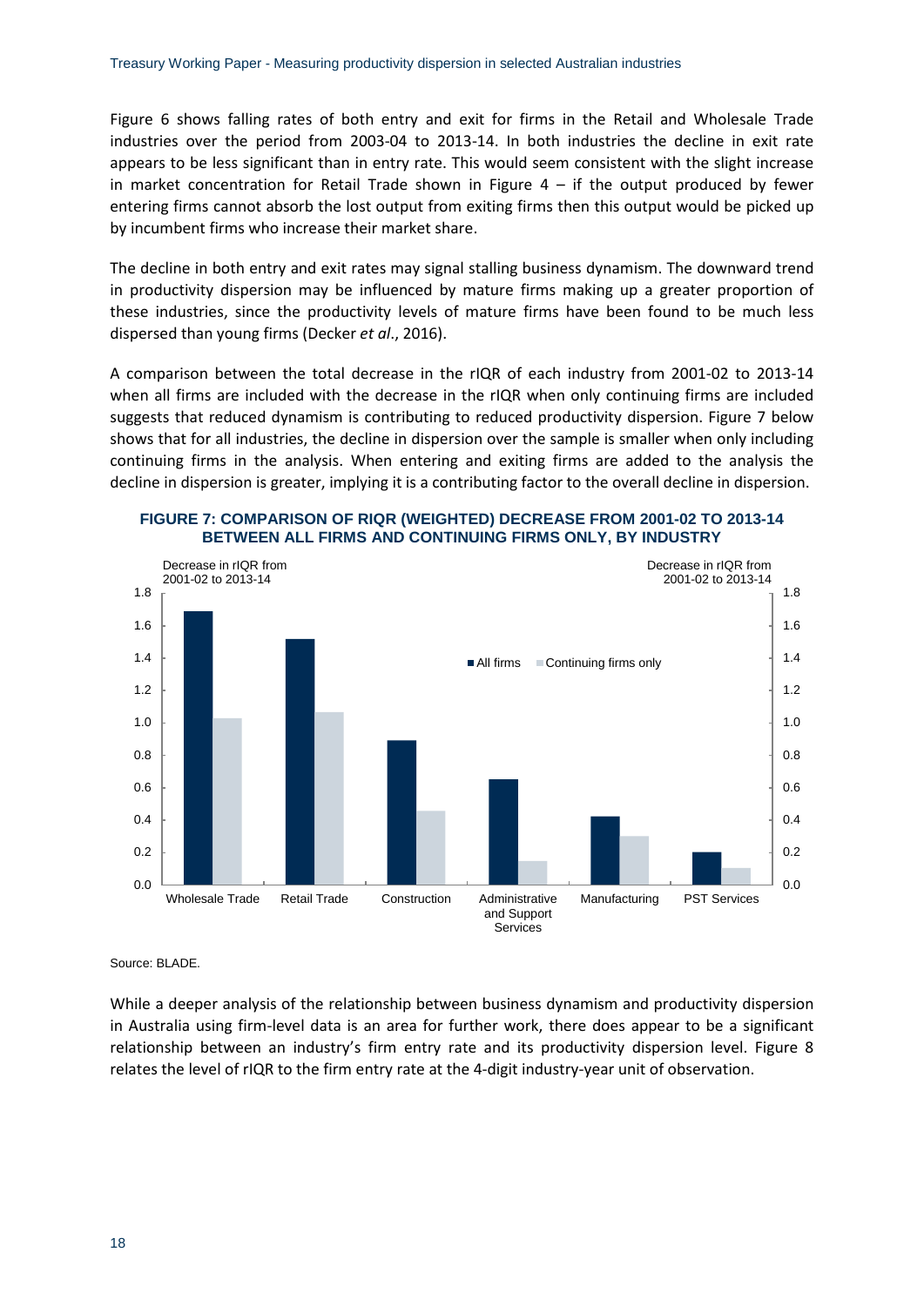Figure 6 shows falling rates of both entry and exit for firms in the Retail and Wholesale Trade industries over the period from 2003-04 to 2013-14. In both industries the decline in exit rate appears to be less significant than in entry rate. This would seem consistent with the slight increase in market concentration for Retail Trade shown in Figure 4 – if the output produced by fewer entering firms cannot absorb the lost output from exiting firms then this output would be picked up by incumbent firms who increase their market share.

The decline in both entry and exit rates may signal stalling business dynamism. The downward trend in productivity dispersion may be influenced by mature firms making up a greater proportion of these industries, since the productivity levels of mature firms have been found to be much less dispersed than young firms (Decker *et al*., 2016).

A comparison between the total decrease in the rIQR of each industry from 2001-02 to 2013-14 when all firms are included with the decrease in the rIQR when only continuing firms are included suggests that reduced dynamism is contributing to reduced productivity dispersion. Figure 7 below shows that for all industries, the decline in dispersion over the sample is smaller when only including continuing firms in the analysis. When entering and exiting firms are added to the analysis the decline in dispersion is greater, implying it is a contributing factor to the overall decline in dispersion.

**FIGURE 7: COMPARISON OF RIQR (WEIGHTED) DECREASE FROM 2001-02 TO 2013-14 BETWEEN ALL FIRMS AND CONTINUING FIRMS ONLY, BY INDUSTRY**

Source: BLADE.

While a deeper analysis of the relationship between business dynamism and productivity dispersion in Australia using firm-level data is an area for further work, there does appear to be a significant relationship between an industry's firm entry rate and its productivity dispersion level. Figure 8 relates the level of rIQR to the firm entry rate at the 4-digit industry-year unit of observation.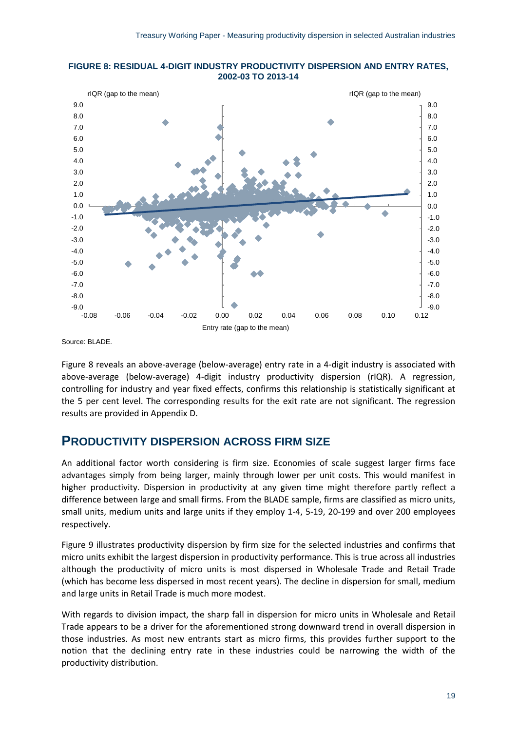**FIGURE 8: RESIDUAL 4-DIGIT INDUSTRY PRODUCTIVITY DISPERSION AND ENTRY RATES, 2002-03 TO 2013-14**

Source: BLADE.

Figure 8 reveals an above-average (below-average) entry rate in a 4-digit industry is associated with above-average (below-average) 4-digit industry productivity dispersion (rIQR). A regression, controlling for industry and year fixed effects, confirms this relationship is statistically significant at the 5 per cent level. The corresponding results for the exit rate are not significant. The regression results are provided in Appendix D.

## PRODUCTIVITY DISPERSION ACROSS FIRM SIZE

An additional factor worth considering is firm size. Economies of scale suggest larger firms face advantages simply from being larger, mainly through lower per unit costs. This would manifest in higher productivity. Dispersion in productivity at any given time might therefore partly reflect a difference between large and small firms. From the BLADE sample, firms are classified as micro units, small units, medium units and large units if they employ 1-4, 5-19, 20-199 and over 200 employees respectively.

Figure 9 illustrates productivity dispersion by firm size for the selected industries and confirms that micro units exhibit the largest dispersion in productivity performance. This is true across all industries although the productivity of micro units is most dispersed in Wholesale Trade and Retail Trade (which has become less dispersed in most recent years). The decline in dispersion for small, medium and large units in Retail Trade is much more modest.

With regards to division impact, the sharp fall in dispersion for micro units in Wholesale and Retail Trade appears to be a driver for the aforementioned strong downward trend in overall dispersion in those industries. As most new entrants start as micro firms, this provides further support to the notion that the declining entry rate in these industries could be narrowing the width of the productivity distribution.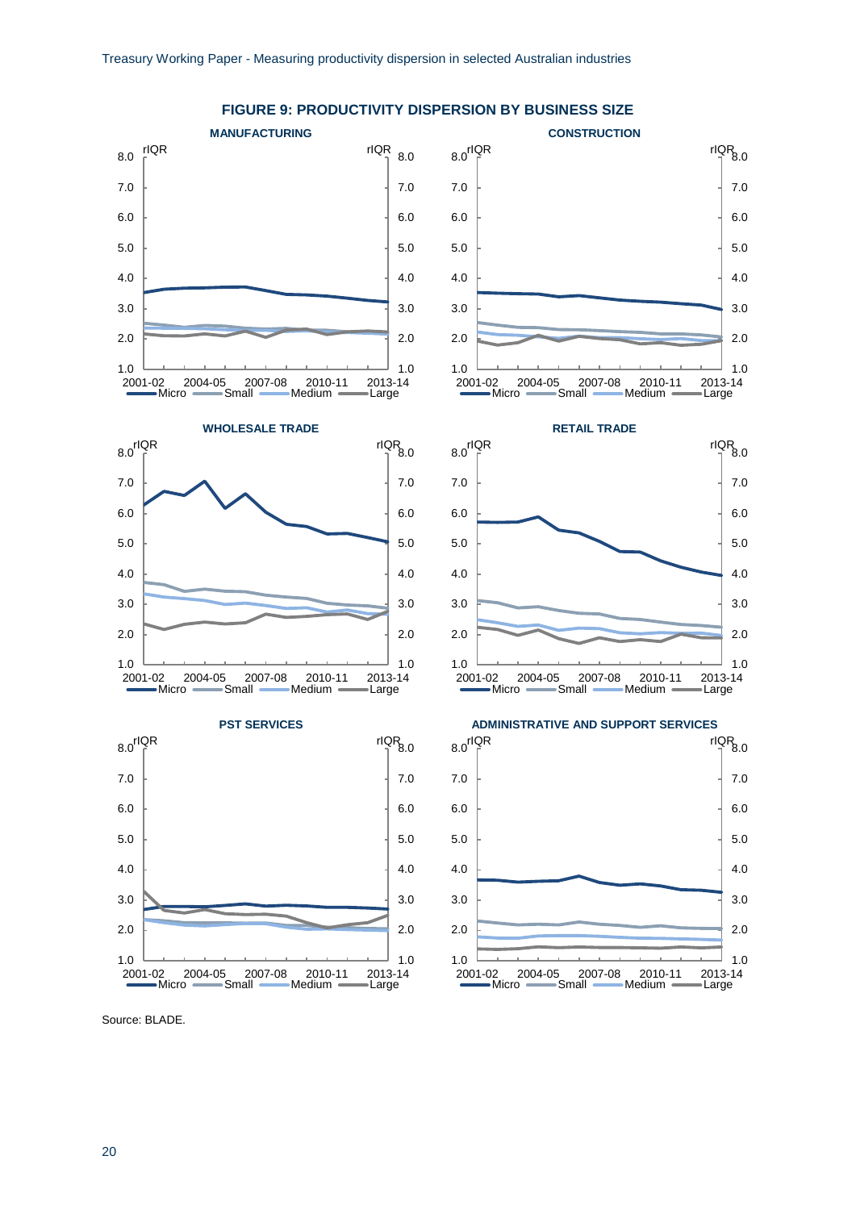## FIGURE 9: PRODUCTIVITY DISPERSION BY BUSINESS SIZE

Source: BLADE.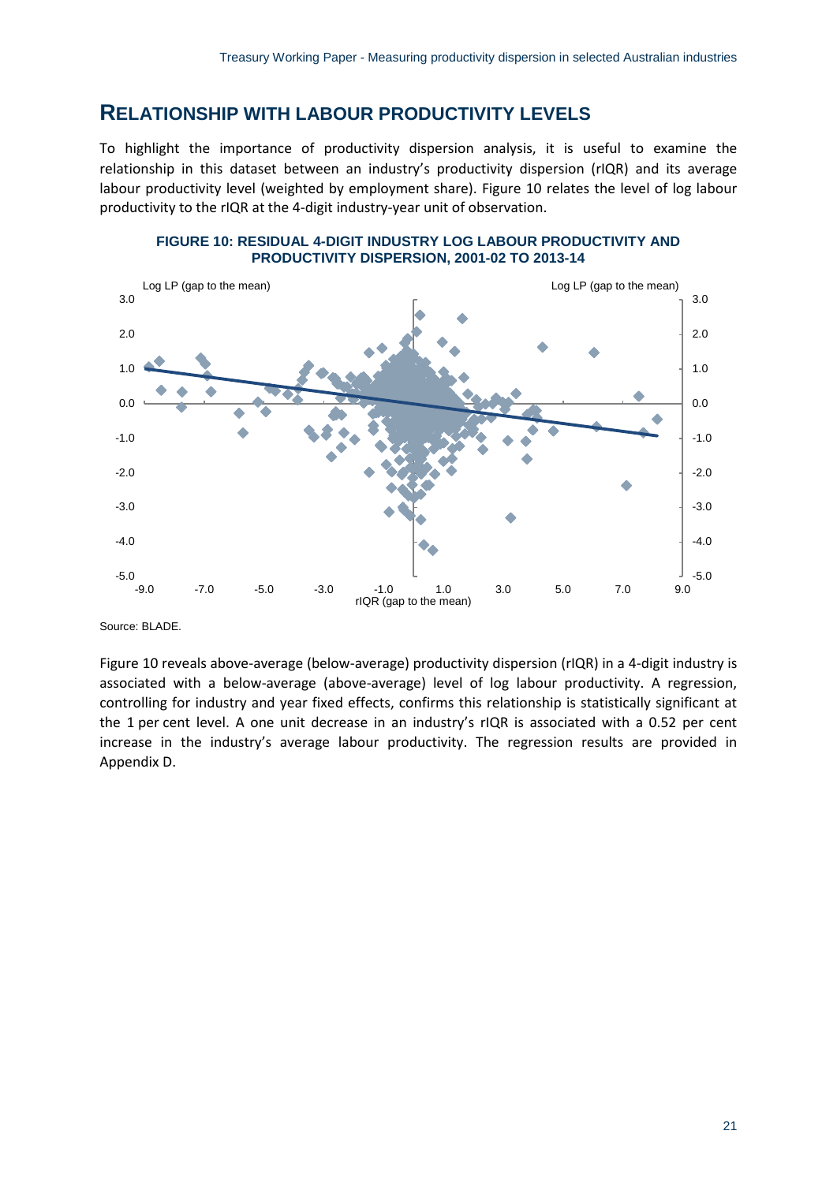## RELATIONSHIP WITH LABOUR PRODUCTIVITY LEVELS

To highlight the importance of productivity dispersion analysis, it is useful to examine the relationship in this dataset between an industry's productivity dispersion (rIQR) and its average labour productivity level (weighted by employment share). Figure 10 relates the level of log labour productivity to the rIQR at the 4-digit industry-year unit of observation.

**FIGURE 10: RESIDUAL 4-DIGIT INDUSTRY LOG LABOUR PRODUCTIVITY AND PRODUCTIVITY DISPERSION, 2001-02 TO 2013-14**

Source: BLADE.

Figure 10 reveals above-average (below-average) productivity dispersion (rIQR) in a 4-digit industry is associated with a below-average (above-average) level of log labour productivity. A regression, controlling for industry and year fixed effects, confirms this relationship is statistically significant at the 1 per cent level. A one unit decrease in an industry's rIQR is associated with a 0.52 per cent increase in the industry's average labour productivity. The regression results are provided in Appendix D.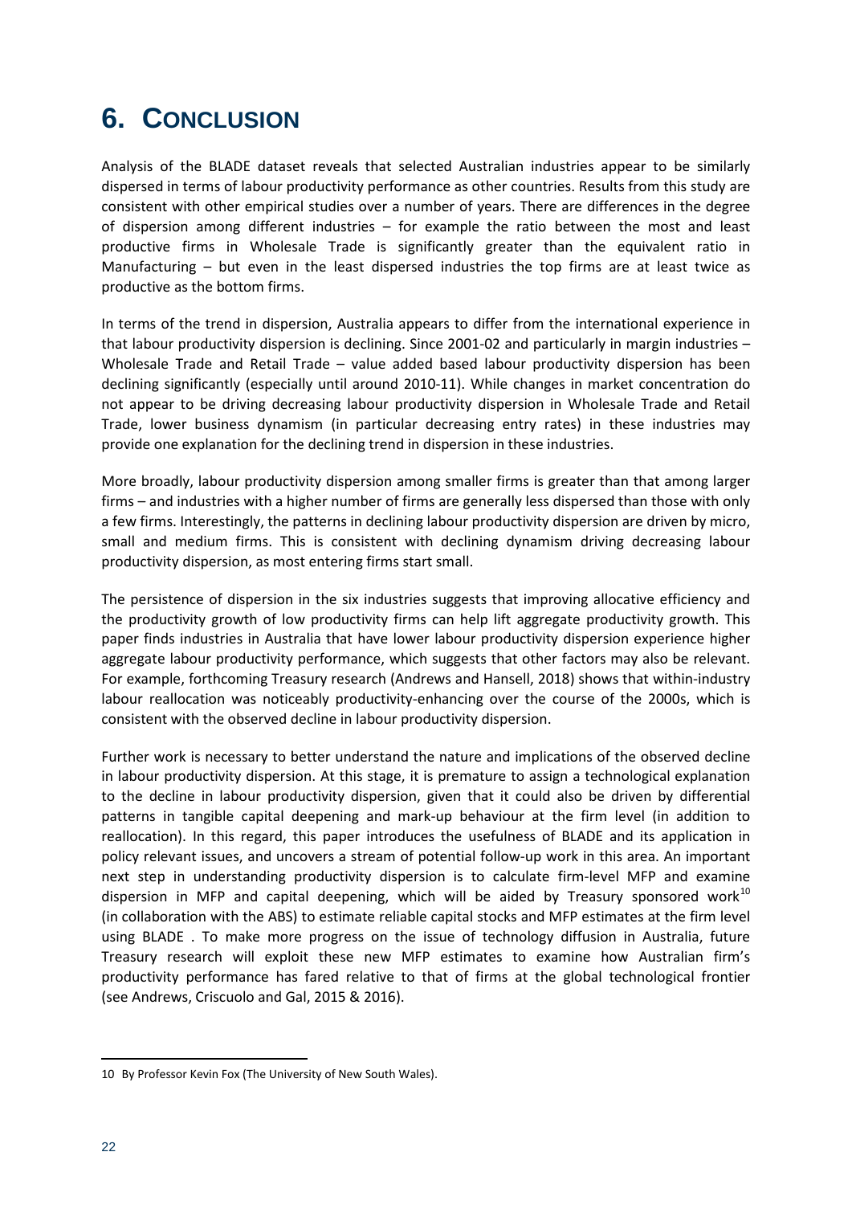# 6. CONCLUSION

Analysis of the BLADE dataset reveals that selected Australian industries appear to be similarly dispersed in terms of labour productivity performance as other countries. Results from this study are consistent with other empirical studies over a number of years. There are differences in the degree of dispersion among different industries – for example the ratio between the most and least productive firms in Wholesale Trade is significantly greater than the equivalent ratio in Manufacturing – but even in the least dispersed industries the top firms are at least twice as productive as the bottom firms.

In terms of the trend in dispersion, Australia appears to differ from the international experience in that labour productivity dispersion is declining. Since 2001-02 and particularly in margin industries – Wholesale Trade and Retail Trade – value added based labour productivity dispersion has been declining significantly (especially until around 2010-11). While changes in market concentration do not appear to be driving decreasing labour productivity dispersion in Wholesale Trade and Retail Trade, lower business dynamism (in particular decreasing entry rates) in these industries may provide one explanation for the declining trend in dispersion in these industries.

More broadly, labour productivity dispersion among smaller firms is greater than that among larger firms – and industries with a higher number of firms are generally less dispersed than those with only a few firms. Interestingly, the patterns in declining labour productivity dispersion are driven by micro, small and medium firms. This is consistent with declining dynamism driving decreasing labour productivity dispersion, as most entering firms start small.

The persistence of dispersion in the six industries suggests that improving allocative efficiency and the productivity growth of low productivity firms can help lift aggregate productivity growth. This paper finds industries in Australia that have lower labour productivity dispersion experience higher aggregate labour productivity performance, which suggests that other factors may also be relevant. For example, forthcoming Treasury research (Andrews and Hansell, 2018) shows that within-industry labour reallocation was noticeably productivity-enhancing over the course of the 2000s, which is consistent with the observed decline in labour productivity dispersion.

Further work is necessary to better understand the nature and implications of the observed decline in labour productivity dispersion. At this stage, it is premature to assign a technological explanation to the decline in labour productivity dispersion, given that it could also be driven by differential patterns in tangible capital deepening and mark-up behaviour at the firm level (in addition to reallocation). In this regard, this paper introduces the usefulness of BLADE and its application in policy relevant issues, and uncovers a stream of potential follow-up work in this area. An important next step in understanding productivity dispersion is to calculate firm-level MFP and examine dispersion in MFP and capital deepening, which will be aided by Treasury sponsored work[10] (in collaboration with the ABS) to estimate reliable capital stocks and MFP estimates at the firm level using BLADE . To make more progress on the issue of technology diffusion in Australia, future Treasury research will exploit these new MFP estimates to examine how Australian firm's productivity performance has fared relative to that of firms at the global technological frontier (see Andrews, Criscuolo and Gal, 2015 & 2016).

---

10 By Professor Kevin Fox (The University of New South Wales).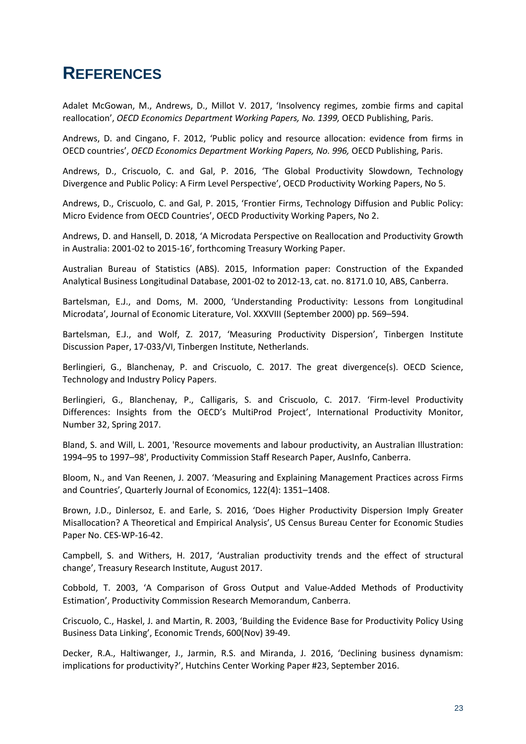# REFERENCES

Adalet McGowan, M., Andrews, D., Millot V. 2017, 'Insolvency regimes, zombie firms and capital reallocation', *OECD Economics Department Working Papers, No. 1399,* OECD Publishing, Paris.

Andrews, D. and Cingano, F. 2012, 'Public policy and resource allocation: evidence from firms in OECD countries', *OECD Economics Department Working Papers, No. 996,* OECD Publishing, Paris.

Andrews, D., Criscuolo, C. and Gal, P. 2016, 'The Global Productivity Slowdown, Technology Divergence and Public Policy: A Firm Level Perspective', OECD Productivity Working Papers, No 5.

Andrews, D., Criscuolo, C. and Gal, P. 2015, 'Frontier Firms, Technology Diffusion and Public Policy: Micro Evidence from OECD Countries', OECD Productivity Working Papers, No 2.

Andrews, D. and Hansell, D. 2018, 'A Microdata Perspective on Reallocation and Productivity Growth in Australia: 2001-02 to 2015-16', forthcoming Treasury Working Paper.

Australian Bureau of Statistics (ABS). 2015, Information paper: Construction of the Expanded Analytical Business Longitudinal Database, 2001-02 to 2012-13, cat. no. 8171.0 10, ABS, Canberra.

Bartelsman, E.J., and Doms, M. 2000, 'Understanding Productivity: Lessons from Longitudinal Microdata', Journal of Economic Literature, Vol. XXXVIII (September 2000) pp. 569–594.

Bartelsman, E.J., and Wolf, Z. 2017, 'Measuring Productivity Dispersion', Tinbergen Institute Discussion Paper, 17-033/VI, Tinbergen Institute, Netherlands.

Berlingieri, G., Blanchenay, P. and Criscuolo, C. 2017. The great divergence(s). OECD Science, Technology and Industry Policy Papers.

Berlingieri, G., Blanchenay, P., Calligaris, S. and Criscuolo, C. 2017. 'Firm-level Productivity Differences: Insights from the OECD's MultiProd Project', International Productivity Monitor, Number 32, Spring 2017.

Bland, S. and Will, L. 2001, 'Resource movements and labour productivity, an Australian Illustration: 1994–95 to 1997–98', Productivity Commission Staff Research Paper, AusInfo, Canberra.

Bloom, N., and Van Reenen, J. 2007. 'Measuring and Explaining Management Practices across Firms and Countries', Quarterly Journal of Economics, 122(4): 1351–1408.

Brown, J.D., Dinlersoz, E. and Earle, S. 2016, 'Does Higher Productivity Dispersion Imply Greater Misallocation? A Theoretical and Empirical Analysis', US Census Bureau Center for Economic Studies Paper No. CES-WP-16-42.

Campbell, S. and Withers, H. 2017, 'Australian productivity trends and the effect of structural change', Treasury Research Institute, August 2017.

Cobbold, T. 2003, 'A Comparison of Gross Output and Value-Added Methods of Productivity Estimation', Productivity Commission Research Memorandum, Canberra.

Criscuolo, C., Haskel, J. and Martin, R. 2003, 'Building the Evidence Base for Productivity Policy Using Business Data Linking', Economic Trends, 600(Nov) 39-49.

Decker, R.A., Haltiwanger, J., Jarmin, R.S. and Miranda, J. 2016, 'Declining business dynamism: implications for productivity?', Hutchins Center Working Paper #23, September 2016.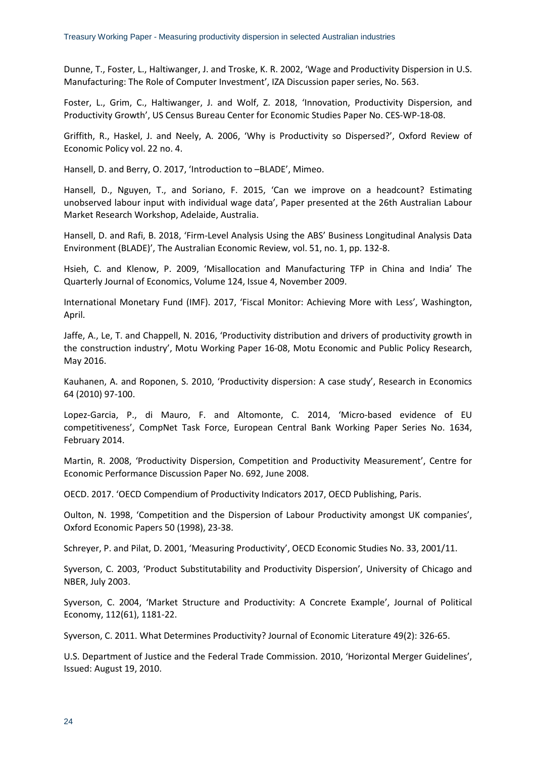Dunne, T., Foster, L., Haltiwanger, J. and Troske, K. R. 2002, 'Wage and Productivity Dispersion in U.S. Manufacturing: The Role of Computer Investment', IZA Discussion paper series, No. 563.

Foster, L., Grim, C., Haltiwanger, J. and Wolf, Z. 2018, 'Innovation, Productivity Dispersion, and Productivity Growth', US Census Bureau Center for Economic Studies Paper No. CES-WP-18-08.

Griffith, R., Haskel, J. and Neely, A. 2006, 'Why is Productivity so Dispersed?', Oxford Review of Economic Policy vol. 22 no. 4.

Hansell, D. and Berry, O. 2017, 'Introduction to –BLADE', Mimeo.

Hansell, D., Nguyen, T., and Soriano, F. 2015, 'Can we improve on a headcount? Estimating unobserved labour input with individual wage data', Paper presented at the 26th Australian Labour Market Research Workshop, Adelaide, Australia.

Hansell, D. and Rafi, B. 2018, 'Firm-Level Analysis Using the ABS' Business Longitudinal Analysis Data Environment (BLADE)', The Australian Economic Review, vol. 51, no. 1, pp. 132-8.

Hsieh, C. and Klenow, P. 2009, 'Misallocation and Manufacturing TFP in China and India' The Quarterly Journal of Economics, Volume 124, Issue 4, November 2009.

International Monetary Fund (IMF). 2017, 'Fiscal Monitor: Achieving More with Less', Washington, April.

Jaffe, A., Le, T. and Chappell, N. 2016, 'Productivity distribution and drivers of productivity growth in the construction industry', Motu Working Paper 16-08, Motu Economic and Public Policy Research, May 2016.

Kauhanen, A. and Roponen, S. 2010, 'Productivity dispersion: A case study', Research in Economics 64 (2010) 97-100.

Lopez-Garcia, P., di Mauro, F. and Altomonte, C. 2014, 'Micro-based evidence of EU competitiveness', CompNet Task Force, European Central Bank Working Paper Series No. 1634, February 2014.

Martin, R. 2008, 'Productivity Dispersion, Competition and Productivity Measurement', Centre for Economic Performance Discussion Paper No. 692, June 2008.

OECD. 2017. 'OECD Compendium of Productivity Indicators 2017, OECD Publishing, Paris.

Oulton, N. 1998, 'Competition and the Dispersion of Labour Productivity amongst UK companies', Oxford Economic Papers 50 (1998), 23-38.

Schreyer, P. and Pilat, D. 2001, 'Measuring Productivity', OECD Economic Studies No. 33, 2001/11.

Syverson, C. 2003, 'Product Substitutability and Productivity Dispersion', University of Chicago and NBER, July 2003.

Syverson, C. 2004, 'Market Structure and Productivity: A Concrete Example', Journal of Political Economy, 112(61), 1181-22.

Syverson, C. 2011. What Determines Productivity? Journal of Economic Literature 49(2): 326-65.

U.S. Department of Justice and the Federal Trade Commission. 2010, 'Horizontal Merger Guidelines', Issued: August 19, 2010.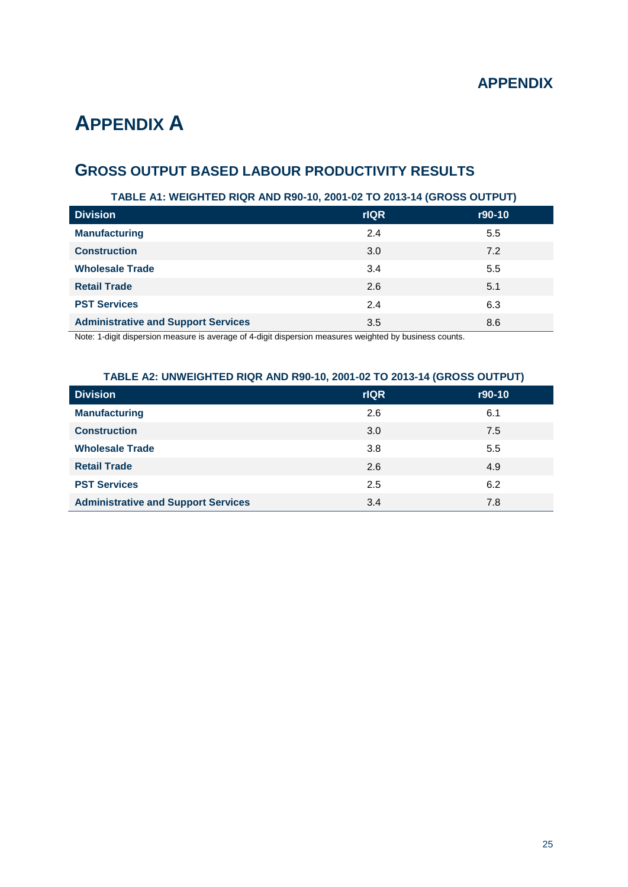# APPENDIX A

## GROSS OUTPUT BASED LABOUR PRODUCTIVITY RESULTS

**TABLE A1: WEIGHTED RIQR AND R90-10, 2001-02 TO 2013-14 (GROSS OUTPUT)**

| Division | rIQR | r90-10 |
|---|---|---|
| **Manufacturing** | 2.4 | 5.5 |
| **Construction** | 3.0 | 7.2 |
| **Wholesale Trade** | 3.4 | 5.5 |
| **Retail Trade** | 2.6 | 5.1 |
| **PST Services** | 2.4 | 6.3 |
| **Administrative and Support Services** | 3.5 | 8.6 |

Note: 1-digit dispersion measure is average of 4-digit dispersion measures weighted by business counts.

**TABLE A2: UNWEIGHTED RIQR AND R90-10, 2001-02 TO 2013-14 (GROSS OUTPUT)**

| Division | rIQR | r90-10 |
|---|---|---|
| **Manufacturing** | 2.6 | 6.1 |
| **Construction** | 3.0 | 7.5 |
| **Wholesale Trade** | 3.8 | 5.5 |
| **Retail Trade** | 2.6 | 4.9 |
| **PST Services** | 2.5 | 6.2 |
| **Administrative and Support Services** | 3.4 | 7.8 |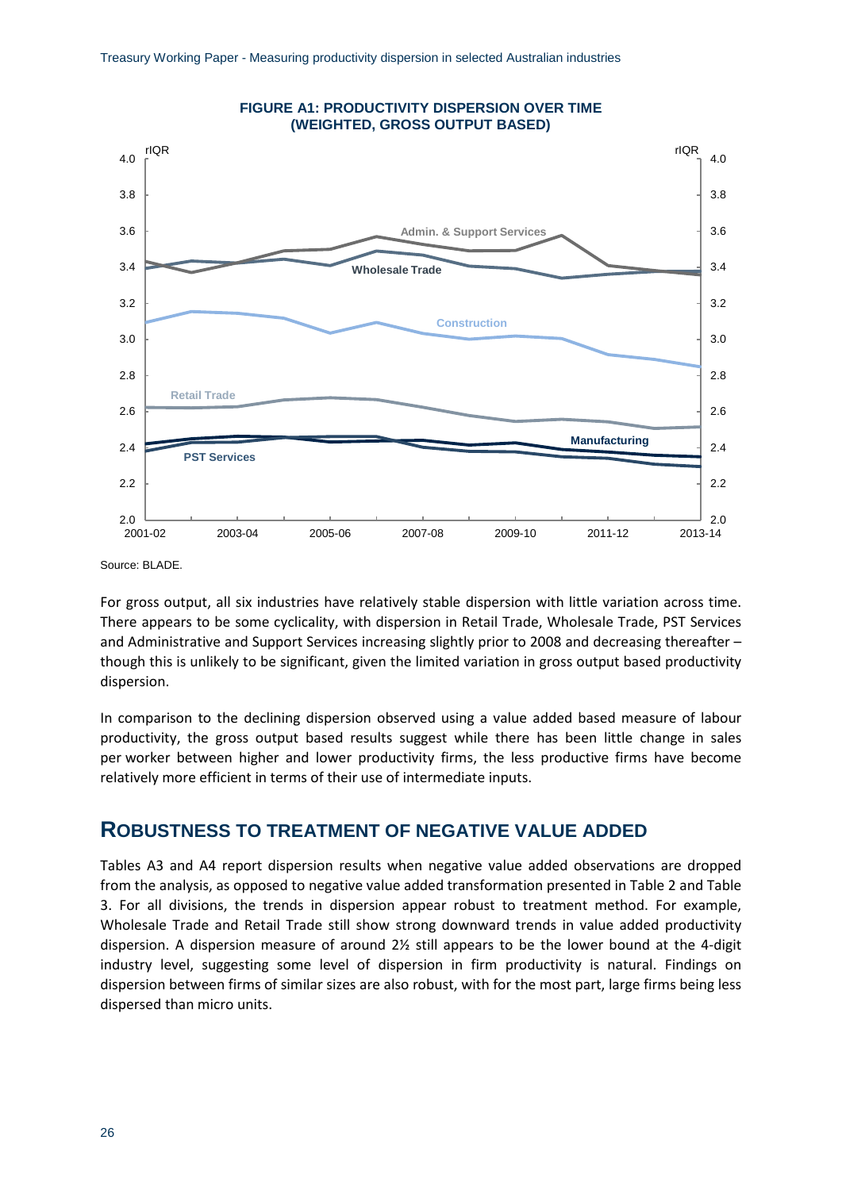**FIGURE A1: PRODUCTIVITY DISPERSION OVER TIME (WEIGHTED, GROSS OUTPUT BASED)**

Source: BLADE.

For gross output, all six industries have relatively stable dispersion with little variation across time. There appears to be some cyclicality, with dispersion in Retail Trade, Wholesale Trade, PST Services and Administrative and Support Services increasing slightly prior to 2008 and decreasing thereafter – though this is unlikely to be significant, given the limited variation in gross output based productivity dispersion.

In comparison to the declining dispersion observed using a value added based measure of labour productivity, the gross output based results suggest while there has been little change in sales per worker between higher and lower productivity firms, the less productive firms have become relatively more efficient in terms of their use of intermediate inputs.

## ROBUSTNESS TO TREATMENT OF NEGATIVE VALUE ADDED

Tables A3 and A4 report dispersion results when negative value added observations are dropped from the analysis, as opposed to negative value added transformation presented in Table 2 and Table 3. For all divisions, the trends in dispersion appear robust to treatment method. For example, Wholesale Trade and Retail Trade still show strong downward trends in value added productivity dispersion. A dispersion measure of around 2½ still appears to be the lower bound at the 4-digit industry level, suggesting some level of dispersion in firm productivity is natural. Findings on dispersion between firms of similar sizes are also robust, with for the most part, large firms being less dispersed than micro units.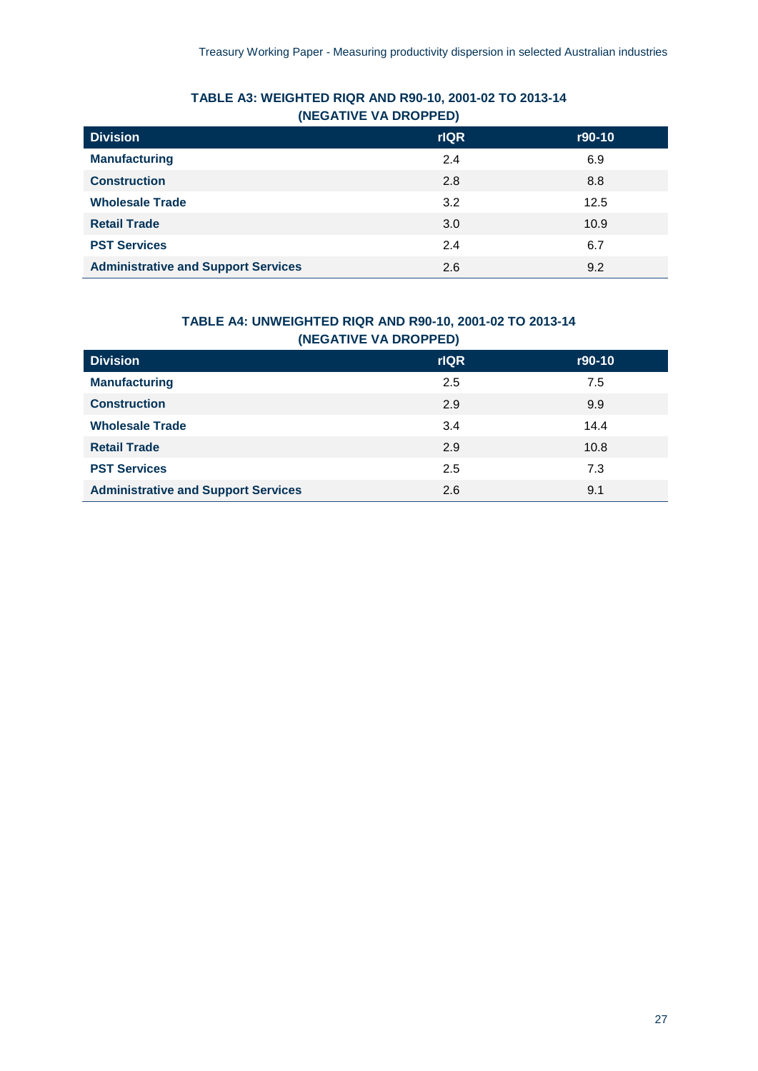**TABLE A3: WEIGHTED RIQR AND R90-10, 2001-02 TO 2013-14 (NEGATIVE VA DROPPED)**

| Division | rIQR | r90-10 |
|---|---|---|
| **Manufacturing** | 2.4 | 6.9 |
| **Construction** | 2.8 | 8.8 |
| **Wholesale Trade** | 3.2 | 12.5 |
| **Retail Trade** | 3.0 | 10.9 |
| **PST Services** | 2.4 | 6.7 |
| **Administrative and Support Services** | 2.6 | 9.2 |

**TABLE A4: UNWEIGHTED RIQR AND R90-10, 2001-02 TO 2013-14 (NEGATIVE VA DROPPED)**

| Division | rIQR | r90-10 |
|---|---|---|
| **Manufacturing** | 2.5 | 7.5 |
| **Construction** | 2.9 | 9.9 |
| **Wholesale Trade** | 3.4 | 14.4 |
| **Retail Trade** | 2.9 | 10.8 |
| **PST Services** | 2.5 | 7.3 |
| **Administrative and Support Services** | 2.6 | 9.1 |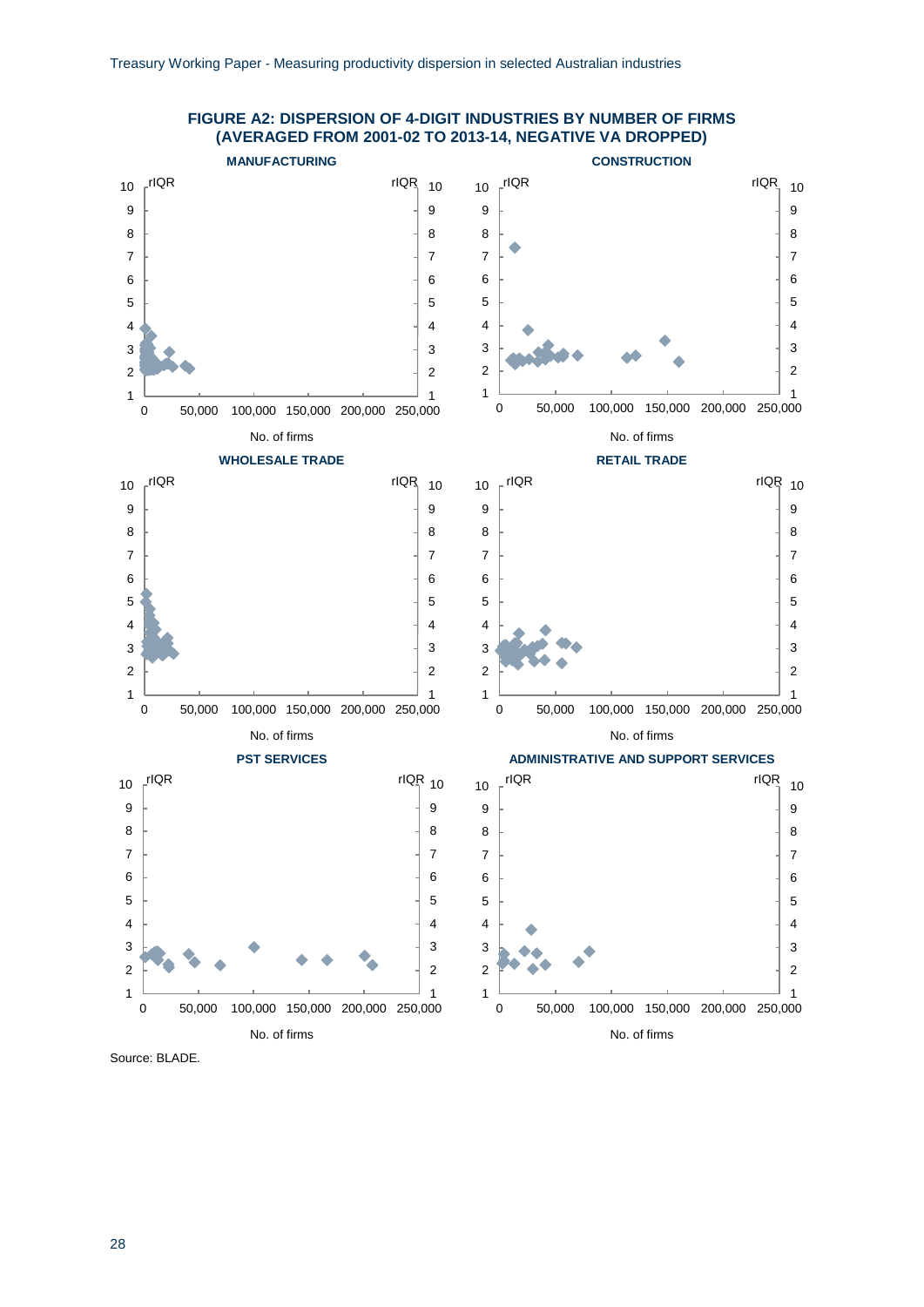**FIGURE A2: DISPERSION OF 4-DIGIT INDUSTRIES BY NUMBER OF FIRMS (AVERAGED FROM 2001-02 TO 2013-14, NEGATIVE VA DROPPED)**

MANUFACTURING

CONSTRUCTION

WHOLESALE TRADE

RETAIL TRADE

PST SERVICES

ADMINISTRATIVE AND SUPPORT SERVICES

Source: BLADE.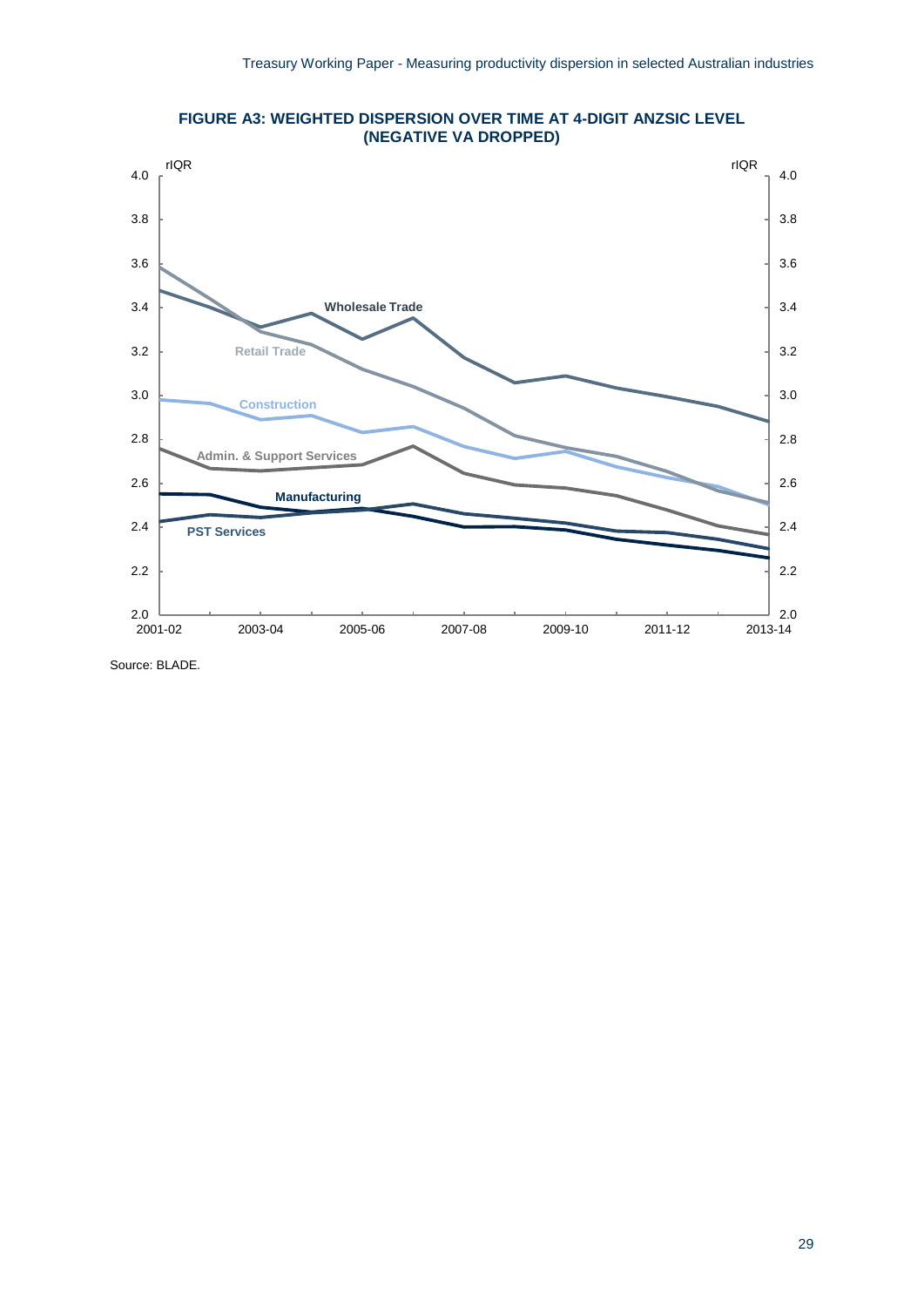**FIGURE A3: WEIGHTED DISPERSION OVER TIME AT 4-DIGIT ANZSIC LEVEL (NEGATIVE VA DROPPED)**

Source: BLADE.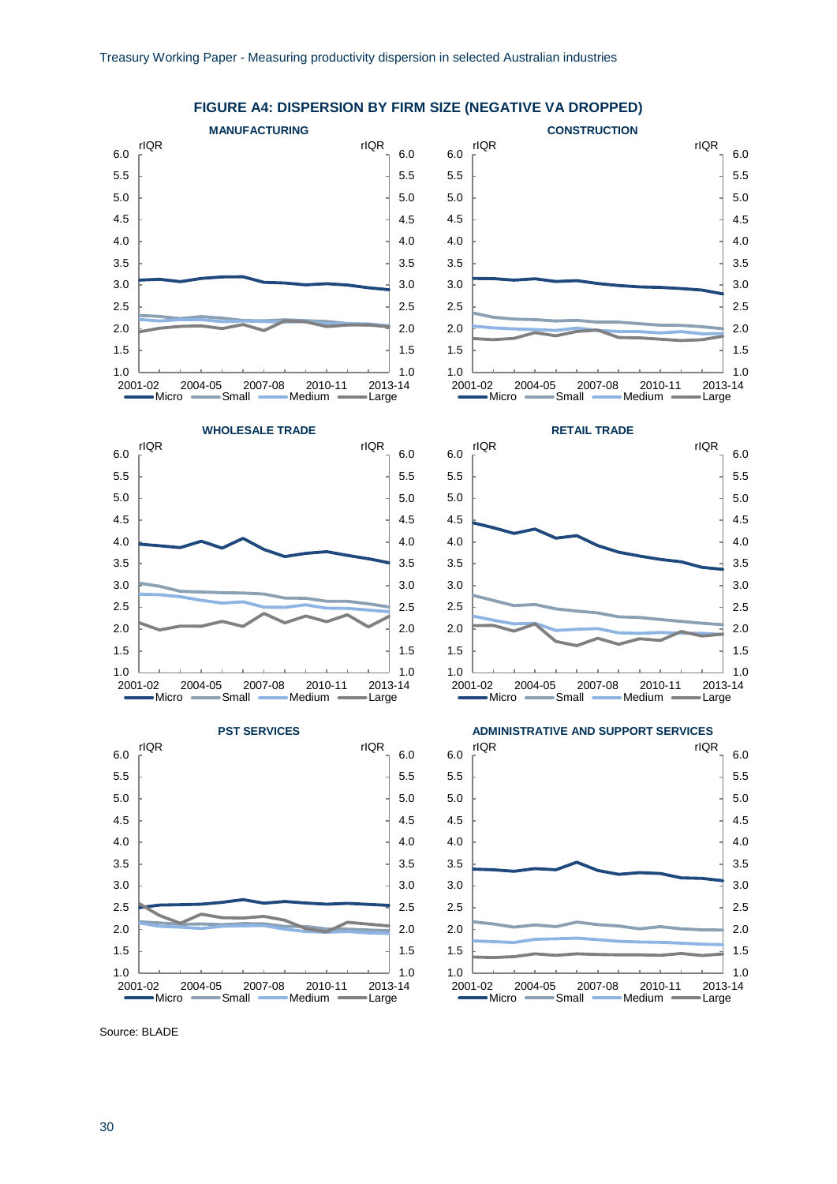**FIGURE A4: DISPERSION BY FIRM SIZE (NEGATIVE VA DROPPED)**

Source: BLADE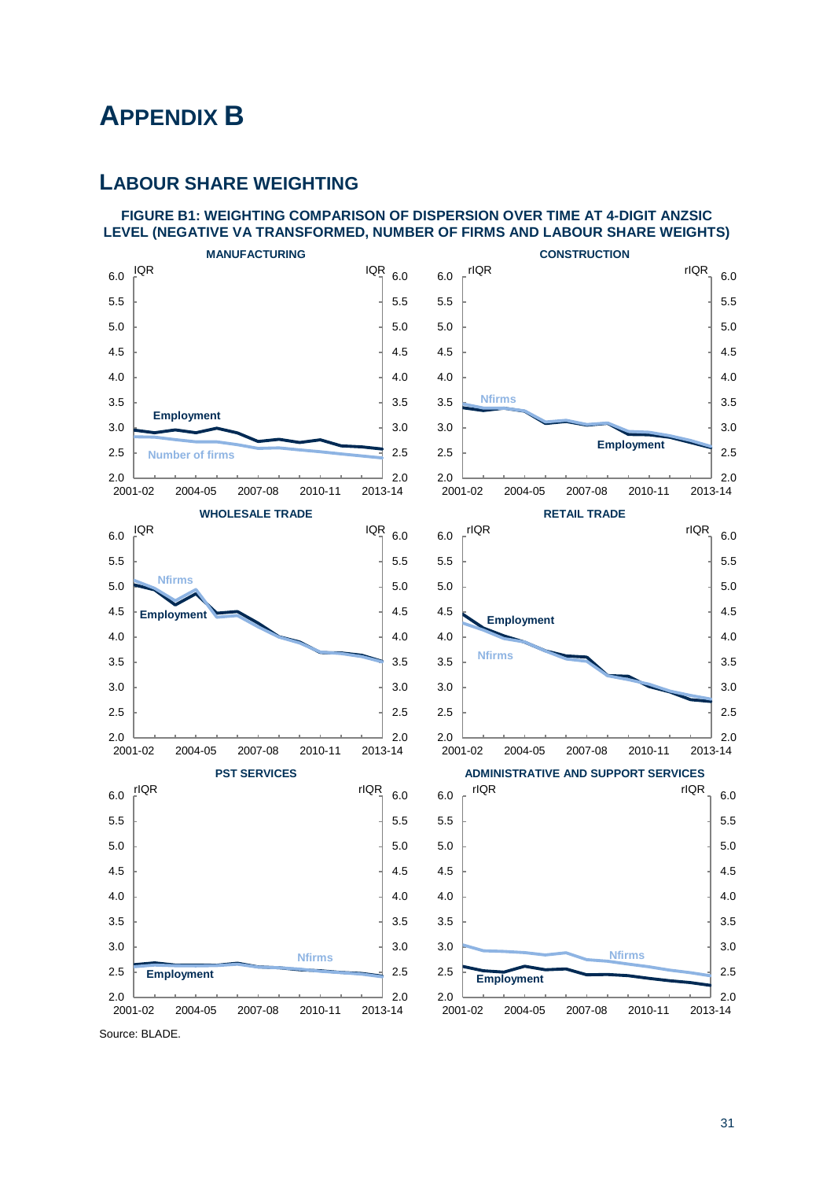# Appendix B

## Labour share weighting

**FIGURE B1: WEIGHTING COMPARISON OF DISPERSION OVER TIME AT 4-DIGIT ANZSIC LEVEL (NEGATIVE VA TRANSFORMED, NUMBER OF FIRMS AND LABOUR SHARE WEIGHTS)**

Source: BLADE.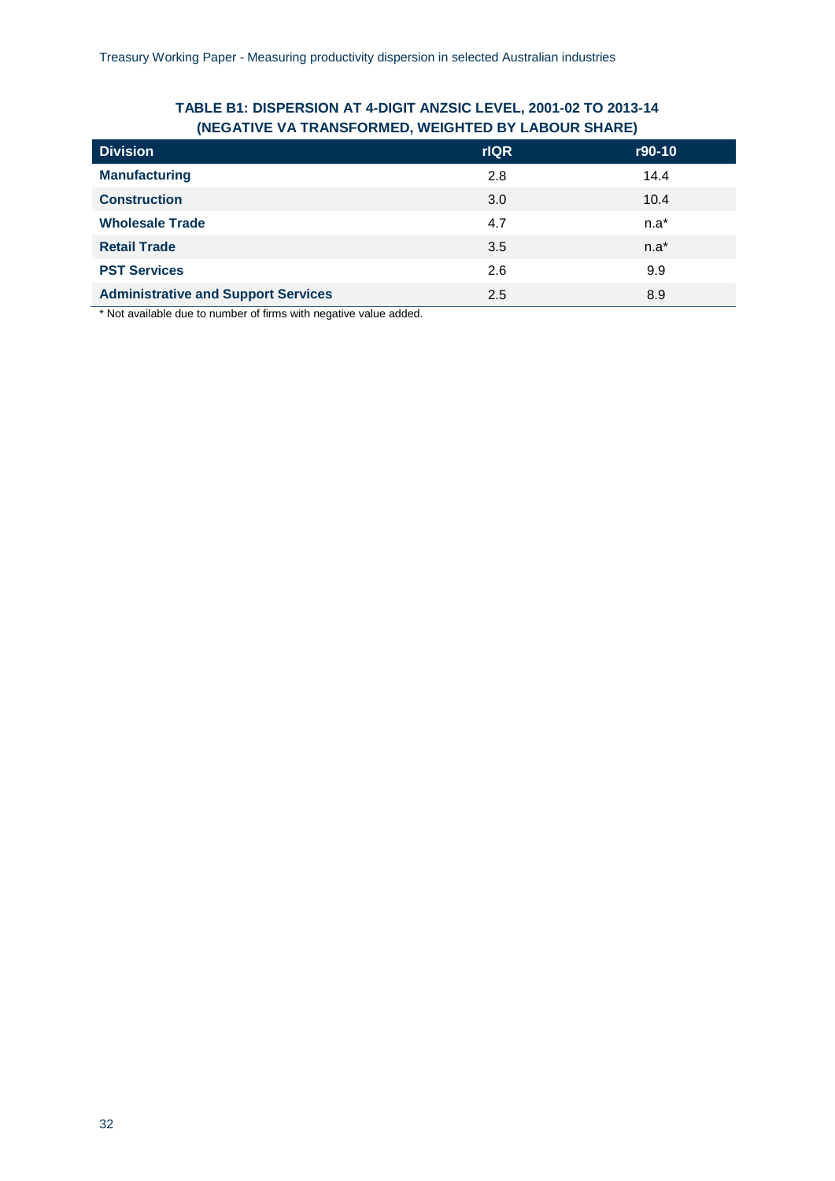**TABLE B1: DISPERSION AT 4-DIGIT ANZSIC LEVEL, 2001-02 TO 2013-14 (NEGATIVE VA TRANSFORMED, WEIGHTED BY LABOUR SHARE)**

| Division | rIQR | r90-10 |
|---|---|---|
| **Manufacturing** | 2.8 | 14.4 |
| **Construction** | 3.0 | 10.4 |
| **Wholesale Trade** | 4.7 | n.a* |
| **Retail Trade** | 3.5 | n.a* |
| **PST Services** | 2.6 | 9.9 |
| **Administrative and Support Services** | 2.5 | 8.9 |

* Not available due to number of firms with negative value added.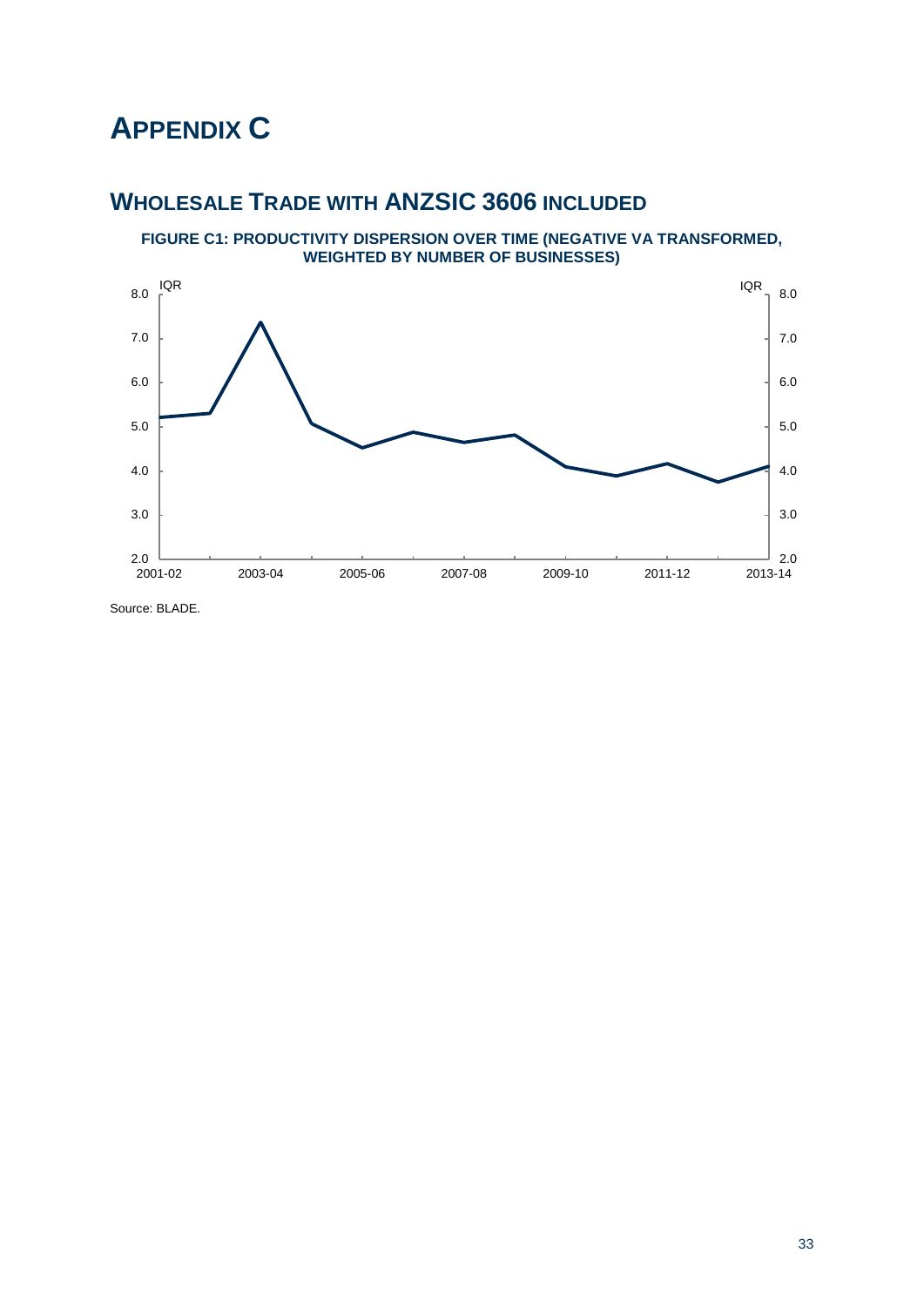# APPENDIX C

## WHOLESALE TRADE WITH ANZSIC 3606 INCLUDED

**FIGURE C1: PRODUCTIVITY DISPERSION OVER TIME (NEGATIVE VA TRANSFORMED, WEIGHTED BY NUMBER OF BUSINESSES)**

Source: BLADE.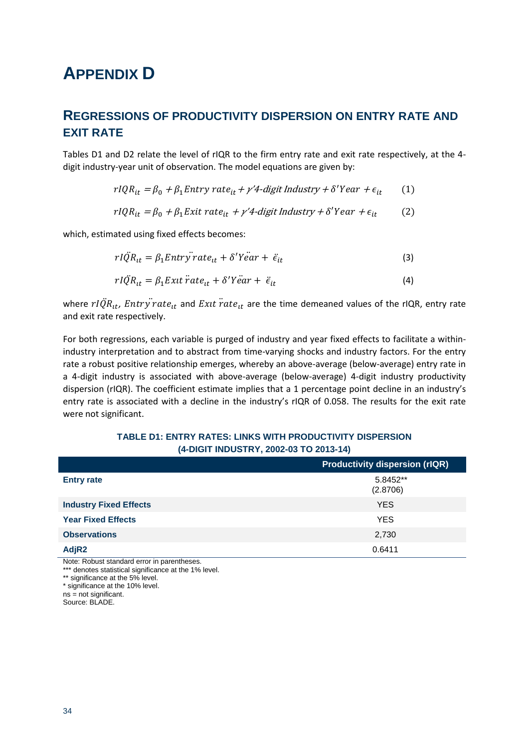# APPENDIX D

## REGRESSIONS OF PRODUCTIVITY DISPERSION ON ENTRY RATE AND EXIT RATE

Tables D1 and D2 relate the level of rIQR to the firm entry rate and exit rate respectively, at the 4-digit industry-year unit of observation. The model equations are given by:

$$rIQR_{it} = \beta_0 + \beta_1 Entry\ rate_{it} + \gamma' 4\text{-}digit\ Industry + \delta' Year + \epsilon_{it} \qquad (1)$$

$$rIQR_{it} = \beta_0 + \beta_1 Exit\ rate_{it} + \gamma' 4\text{-}digit\ Industry + \delta' Year + \epsilon_{it} \qquad (2)$$

which, estimated using fixed effects becomes:

$$r\ddot{IQR}_{it} = \beta_1 Entry\ \ddot{rate}_{it} + \delta' \ddot{Year} + \ddot{\epsilon}_{it} \qquad (3)$$

$$r\ddot{IQR}_{it} = \beta_1 Exit\ \ddot{rate}_{it} + \delta' \ddot{Year} + \ddot{\epsilon}_{it} \qquad (4)$$

where $r\ddot{IQR}_{it}$, $Entry\ \ddot{rate}_{it}$ and $Exit\ \ddot{rate}_{it}$ are the time demeaned values of the rIQR, entry rate and exit rate respectively.

For both regressions, each variable is purged of industry and year fixed effects to facilitate a within-industry interpretation and to abstract from time-varying shocks and industry factors. For the entry rate a robust positive relationship emerges, whereby an above-average (below-average) entry rate in a 4-digit industry is associated with above-average (below-average) 4-digit industry productivity dispersion (rIQR). The coefficient estimate implies that a 1 percentage point decline in an industry's entry rate is associated with a decline in the industry's rIQR of 0.058. The results for the exit rate were not significant.

**TABLE D1: ENTRY RATES: LINKS WITH PRODUCTIVITY DISPERSION (4-DIGIT INDUSTRY, 2002-03 TO 2013-14)**

| | Productivity dispersion (rIQR) |
|---|---|
| **Entry rate** | 5.8452** (2.8706) |
| **Industry Fixed Effects** | YES |
| **Year Fixed Effects** | YES |
| **Observations** | 2,730 |
| **AdjR2** | 0.6411 |

Note: Robust standard error in parentheses.
*** denotes statistical significance at the 1% level.
** significance at the 5% level.
* significance at the 10% level.
ns = not significant.
Source: BLADE.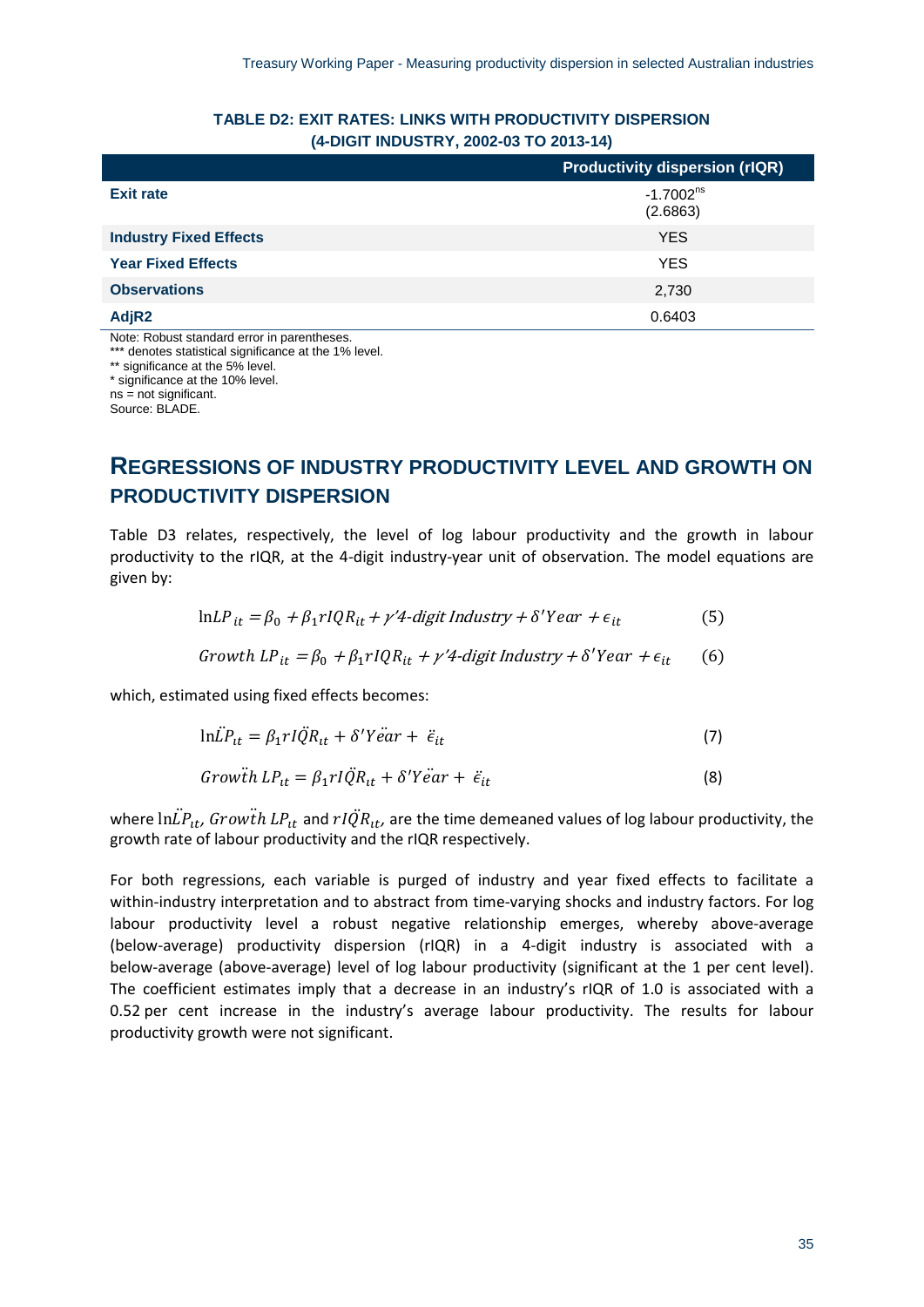**TABLE D2: EXIT RATES: LINKS WITH PRODUCTIVITY DISPERSION (4-DIGIT INDUSTRY, 2002-03 TO 2013-14)**

| | Productivity dispersion (rIQR) |
|---|---|
| **Exit rate** | -1.7002[ns] (2.6863) |
| **Industry Fixed Effects** | YES |
| **Year Fixed Effects** | YES |
| **Observations** | 2,730 |
| **AdjR2** | 0.6403 |

Note: Robust standard error in parentheses.
*** denotes statistical significance at the 1% level.
** significance at the 5% level.
* significance at the 10% level.
ns = not significant.
Source: BLADE.

## REGRESSIONS OF INDUSTRY PRODUCTIVITY LEVEL AND GROWTH ON PRODUCTIVITY DISPERSION

Table D3 relates, respectively, the level of log labour productivity and the growth in labour productivity to the rIQR, at the 4-digit industry-year unit of observation. The model equations are given by:

$$\ln LP_{it} = \beta_0 + \beta_1 rIQR_{it} + \gamma' \text{4-digit Industry} + \delta' Year + \epsilon_{it} \tag{5}$$

$$Growth\ LP_{it} = \beta_0 + \beta_1 rIQR_{it} + \gamma' \text{4-digit Industry} + \delta' Year + \epsilon_{it} \tag{6}$$

which, estimated using fixed effects becomes:

$$\ln \ddot{LP}_{it} = \beta_1 r\ddot{IQR}_{it} + \delta' \ddot{Year} + \ddot{\epsilon}_{it} \tag{7}$$

$$\ddot{Growth}\ LP_{it} = \beta_1 r\ddot{IQR}_{it} + \delta' \ddot{Year} + \ddot{\epsilon}_{it} \tag{8}$$

where $\ln \ddot{LP}_{it}$, $\ddot{Growth}\ LP_{it}$ and $r\ddot{IQR}_{it}$, are the time demeaned values of log labour productivity, the growth rate of labour productivity and the rIQR respectively.

For both regressions, each variable is purged of industry and year fixed effects to facilitate a within-industry interpretation and to abstract from time-varying shocks and industry factors. For log labour productivity level a robust negative relationship emerges, whereby above-average (below-average) productivity dispersion (rIQR) in a 4-digit industry is associated with a below-average (above-average) level of log labour productivity (significant at the 1 per cent level). The coefficient estimates imply that a decrease in an industry's rIQR of 1.0 is associated with a 0.52 per cent increase in the industry's average labour productivity. The results for labour productivity growth were not significant.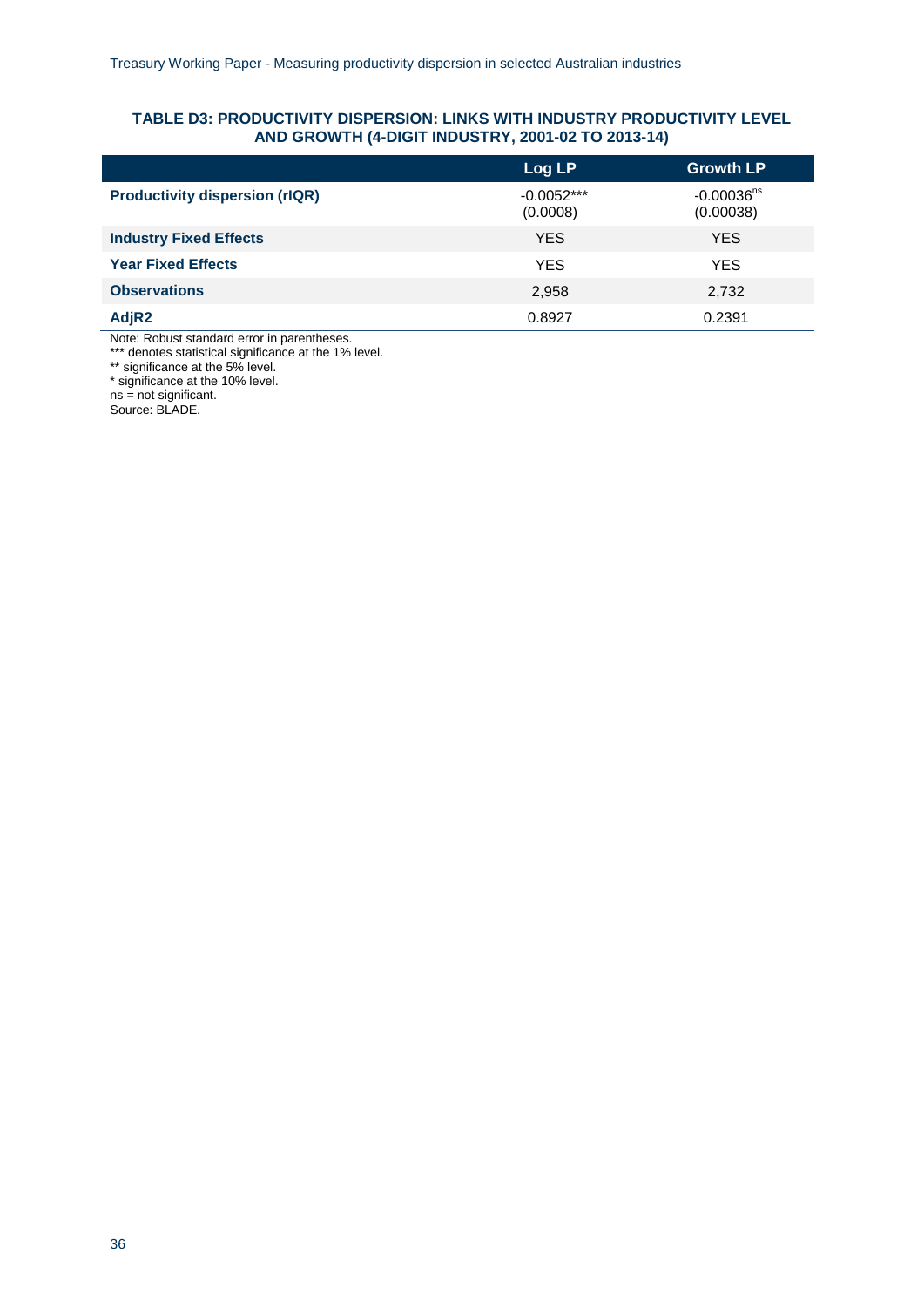**TABLE D3: PRODUCTIVITY DISPERSION: LINKS WITH INDUSTRY PRODUCTIVITY LEVEL AND GROWTH (4-DIGIT INDUSTRY, 2001-02 TO 2013-14)**

| | Log LP | Growth LP |
|---|---|---|
| **Productivity dispersion (rIQR)** | -0.0052*** (0.0008) | -0.00036[ns] (0.00038) |
| **Industry Fixed Effects** | YES | YES |
| **Year Fixed Effects** | YES | YES |
| **Observations** | 2,958 | 2,732 |
| **AdjR2** | 0.8927 | 0.2391 |

Note: Robust standard error in parentheses.
*** denotes statistical significance at the 1% level.
** significance at the 5% level.
* significance at the 10% level.
ns = not significant.
Source: BLADE.